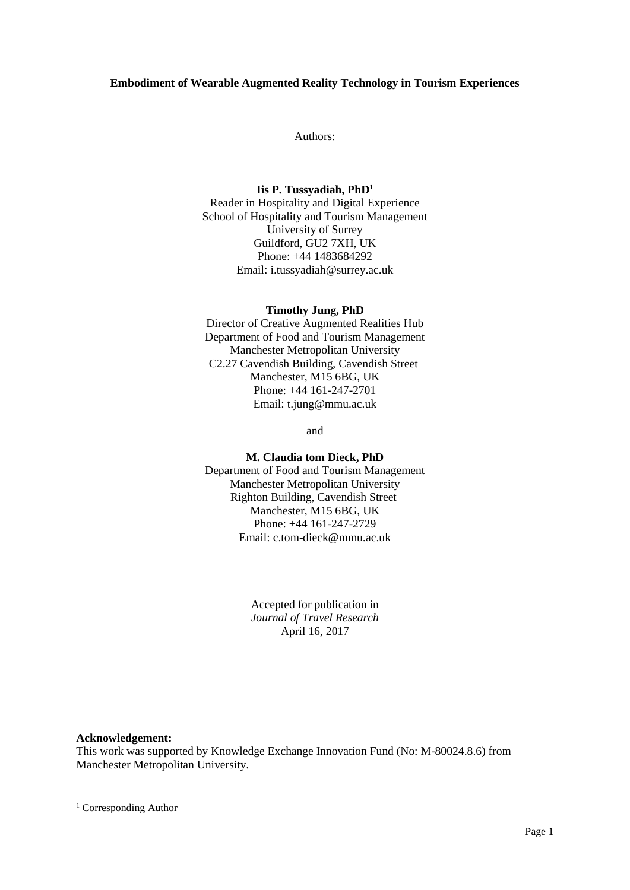# Embodiment of Wearable Augmented Reality Technology in Tourism Experiences

Authors:

**Iis P. Tussyadiah, PhD**[1]
Reader in Hospitality and Digital Experience
School of Hospitality and Tourism Management
University of Surrey
Guildford, GU2 7XH, UK
Phone: +44 1483684292
Email: i.tussyadiah@surrey.ac.uk

**Timothy Jung, PhD**
Director of Creative Augmented Realities Hub
Department of Food and Tourism Management
Manchester Metropolitan University
C2.27 Cavendish Building, Cavendish Street
Manchester, M15 6BG, UK
Phone: +44 161-247-2701
Email: t.jung@mmu.ac.uk

and

**M. Claudia tom Dieck, PhD**
Department of Food and Tourism Management
Manchester Metropolitan University
Righton Building, Cavendish Street
Manchester, M15 6BG, UK
Phone: +44 161-247-2729
Email: c.tom-dieck@mmu.ac.uk

Accepted for publication in
*Journal of Travel Research*
April 16, 2017

**Acknowledgement:**
This work was supported by Knowledge Exchange Innovation Fund (No: M-80024.8.6) from Manchester Metropolitan University.

[1] Corresponding Author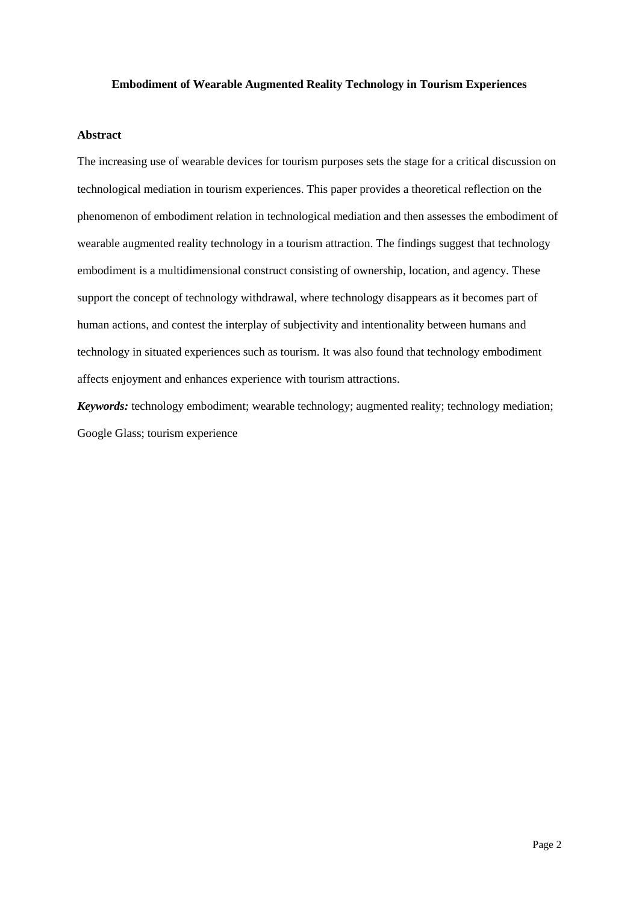# Embodiment of Wearable Augmented Reality Technology in Tourism Experiences

## Abstract

The increasing use of wearable devices for tourism purposes sets the stage for a critical discussion on technological mediation in tourism experiences. This paper provides a theoretical reflection on the phenomenon of embodiment relation in technological mediation and then assesses the embodiment of wearable augmented reality technology in a tourism attraction. The findings suggest that technology embodiment is a multidimensional construct consisting of ownership, location, and agency. These support the concept of technology withdrawal, where technology disappears as it becomes part of human actions, and contest the interplay of subjectivity and intentionality between humans and technology in situated experiences such as tourism. It was also found that technology embodiment affects enjoyment and enhances experience with tourism attractions.

***Keywords:*** technology embodiment; wearable technology; augmented reality; technology mediation; Google Glass; tourism experience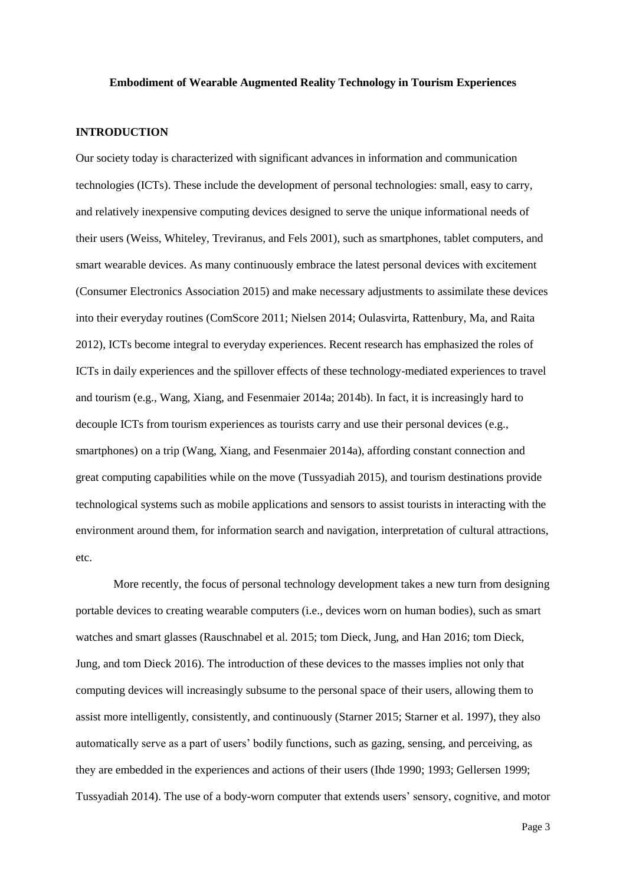**Embodiment of Wearable Augmented Reality Technology in Tourism Experiences**

## INTRODUCTION

Our society today is characterized with significant advances in information and communication technologies (ICTs). These include the development of personal technologies: small, easy to carry, and relatively inexpensive computing devices designed to serve the unique informational needs of their users (Weiss, Whiteley, Treviranus, and Fels 2001), such as smartphones, tablet computers, and smart wearable devices. As many continuously embrace the latest personal devices with excitement (Consumer Electronics Association 2015) and make necessary adjustments to assimilate these devices into their everyday routines (ComScore 2011; Nielsen 2014; Oulasvirta, Rattenbury, Ma, and Raita 2012), ICTs become integral to everyday experiences. Recent research has emphasized the roles of ICTs in daily experiences and the spillover effects of these technology-mediated experiences to travel and tourism (e.g., Wang, Xiang, and Fesenmaier 2014a; 2014b). In fact, it is increasingly hard to decouple ICTs from tourism experiences as tourists carry and use their personal devices (e.g., smartphones) on a trip (Wang, Xiang, and Fesenmaier 2014a), affording constant connection and great computing capabilities while on the move (Tussyadiah 2015), and tourism destinations provide technological systems such as mobile applications and sensors to assist tourists in interacting with the environment around them, for information search and navigation, interpretation of cultural attractions, etc.

More recently, the focus of personal technology development takes a new turn from designing portable devices to creating wearable computers (i.e., devices worn on human bodies), such as smart watches and smart glasses (Rauschnabel et al. 2015; tom Dieck, Jung, and Han 2016; tom Dieck, Jung, and tom Dieck 2016). The introduction of these devices to the masses implies not only that computing devices will increasingly subsume to the personal space of their users, allowing them to assist more intelligently, consistently, and continuously (Starner 2015; Starner et al. 1997), they also automatically serve as a part of users' bodily functions, such as gazing, sensing, and perceiving, as they are embedded in the experiences and actions of their users (Ihde 1990; 1993; Gellersen 1999; Tussyadiah 2014). The use of a body-worn computer that extends users' sensory, cognitive, and motor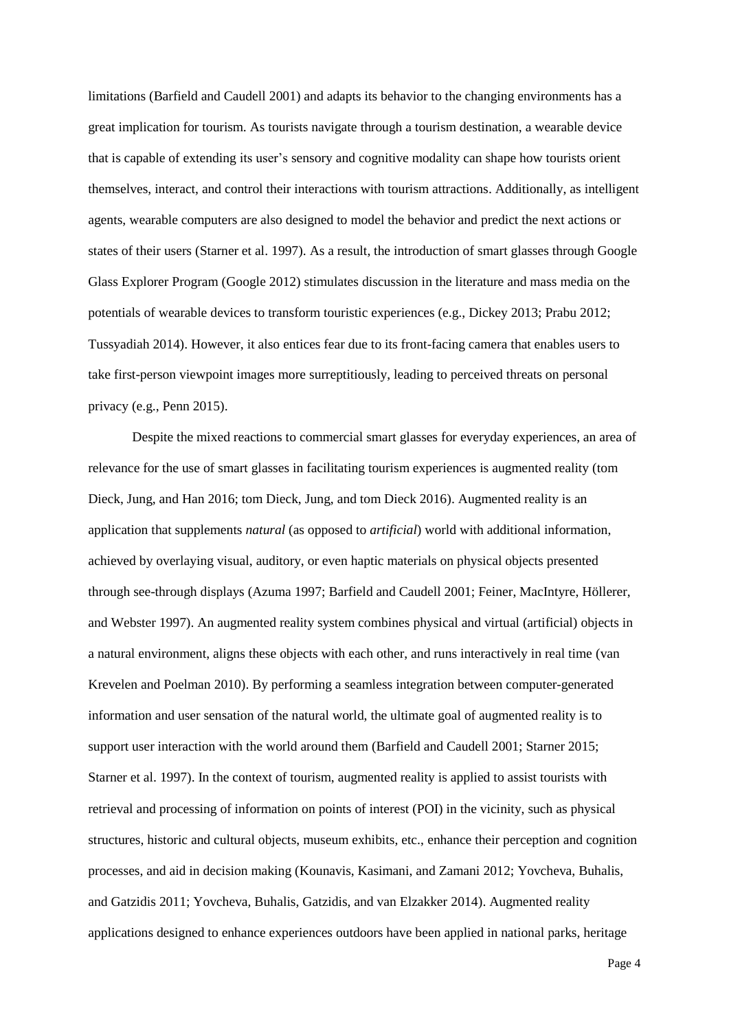limitations (Barfield and Caudell 2001) and adapts its behavior to the changing environments has a great implication for tourism. As tourists navigate through a tourism destination, a wearable device that is capable of extending its user's sensory and cognitive modality can shape how tourists orient themselves, interact, and control their interactions with tourism attractions. Additionally, as intelligent agents, wearable computers are also designed to model the behavior and predict the next actions or states of their users (Starner et al. 1997). As a result, the introduction of smart glasses through Google Glass Explorer Program (Google 2012) stimulates discussion in the literature and mass media on the potentials of wearable devices to transform touristic experiences (e.g., Dickey 2013; Prabu 2012; Tussyadiah 2014). However, it also entices fear due to its front-facing camera that enables users to take first-person viewpoint images more surreptitiously, leading to perceived threats on personal privacy (e.g., Penn 2015).

Despite the mixed reactions to commercial smart glasses for everyday experiences, an area of relevance for the use of smart glasses in facilitating tourism experiences is augmented reality (tom Dieck, Jung, and Han 2016; tom Dieck, Jung, and tom Dieck 2016). Augmented reality is an application that supplements *natural* (as opposed to *artificial*) world with additional information, achieved by overlaying visual, auditory, or even haptic materials on physical objects presented through see-through displays (Azuma 1997; Barfield and Caudell 2001; Feiner, MacIntyre, Höllerer, and Webster 1997). An augmented reality system combines physical and virtual (artificial) objects in a natural environment, aligns these objects with each other, and runs interactively in real time (van Krevelen and Poelman 2010). By performing a seamless integration between computer-generated information and user sensation of the natural world, the ultimate goal of augmented reality is to support user interaction with the world around them (Barfield and Caudell 2001; Starner 2015; Starner et al. 1997). In the context of tourism, augmented reality is applied to assist tourists with retrieval and processing of information on points of interest (POI) in the vicinity, such as physical structures, historic and cultural objects, museum exhibits, etc., enhance their perception and cognition processes, and aid in decision making (Kounavis, Kasimani, and Zamani 2012; Yovcheva, Buhalis, and Gatzidis 2011; Yovcheva, Buhalis, Gatzidis, and van Elzakker 2014). Augmented reality applications designed to enhance experiences outdoors have been applied in national parks, heritage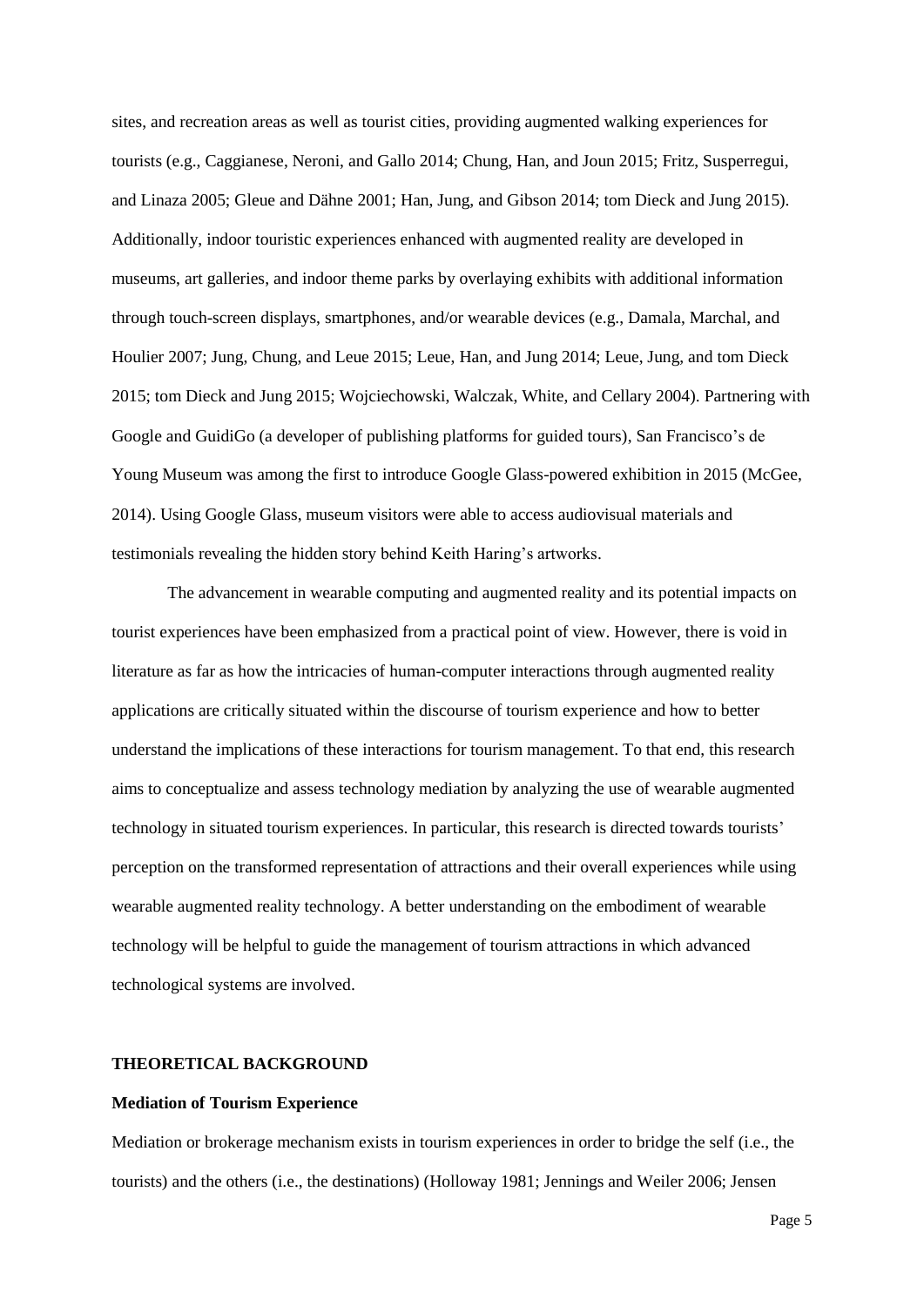sites, and recreation areas as well as tourist cities, providing augmented walking experiences for tourists (e.g., Caggianese, Neroni, and Gallo 2014; Chung, Han, and Joun 2015; Fritz, Susperregui, and Linaza 2005; Gleue and Dähne 2001; Han, Jung, and Gibson 2014; tom Dieck and Jung 2015). Additionally, indoor touristic experiences enhanced with augmented reality are developed in museums, art galleries, and indoor theme parks by overlaying exhibits with additional information through touch-screen displays, smartphones, and/or wearable devices (e.g., Damala, Marchal, and Houlier 2007; Jung, Chung, and Leue 2015; Leue, Han, and Jung 2014; Leue, Jung, and tom Dieck 2015; tom Dieck and Jung 2015; Wojciechowski, Walczak, White, and Cellary 2004). Partnering with Google and GuidiGo (a developer of publishing platforms for guided tours), San Francisco's de Young Museum was among the first to introduce Google Glass-powered exhibition in 2015 (McGee, 2014). Using Google Glass, museum visitors were able to access audiovisual materials and testimonials revealing the hidden story behind Keith Haring's artworks.

The advancement in wearable computing and augmented reality and its potential impacts on tourist experiences have been emphasized from a practical point of view. However, there is void in literature as far as how the intricacies of human-computer interactions through augmented reality applications are critically situated within the discourse of tourism experience and how to better understand the implications of these interactions for tourism management. To that end, this research aims to conceptualize and assess technology mediation by analyzing the use of wearable augmented technology in situated tourism experiences. In particular, this research is directed towards tourists' perception on the transformed representation of attractions and their overall experiences while using wearable augmented reality technology. A better understanding on the embodiment of wearable technology will be helpful to guide the management of tourism attractions in which advanced technological systems are involved.

## THEORETICAL BACKGROUND

### Mediation of Tourism Experience

Mediation or brokerage mechanism exists in tourism experiences in order to bridge the self (i.e., the tourists) and the others (i.e., the destinations) (Holloway 1981; Jennings and Weiler 2006; Jensen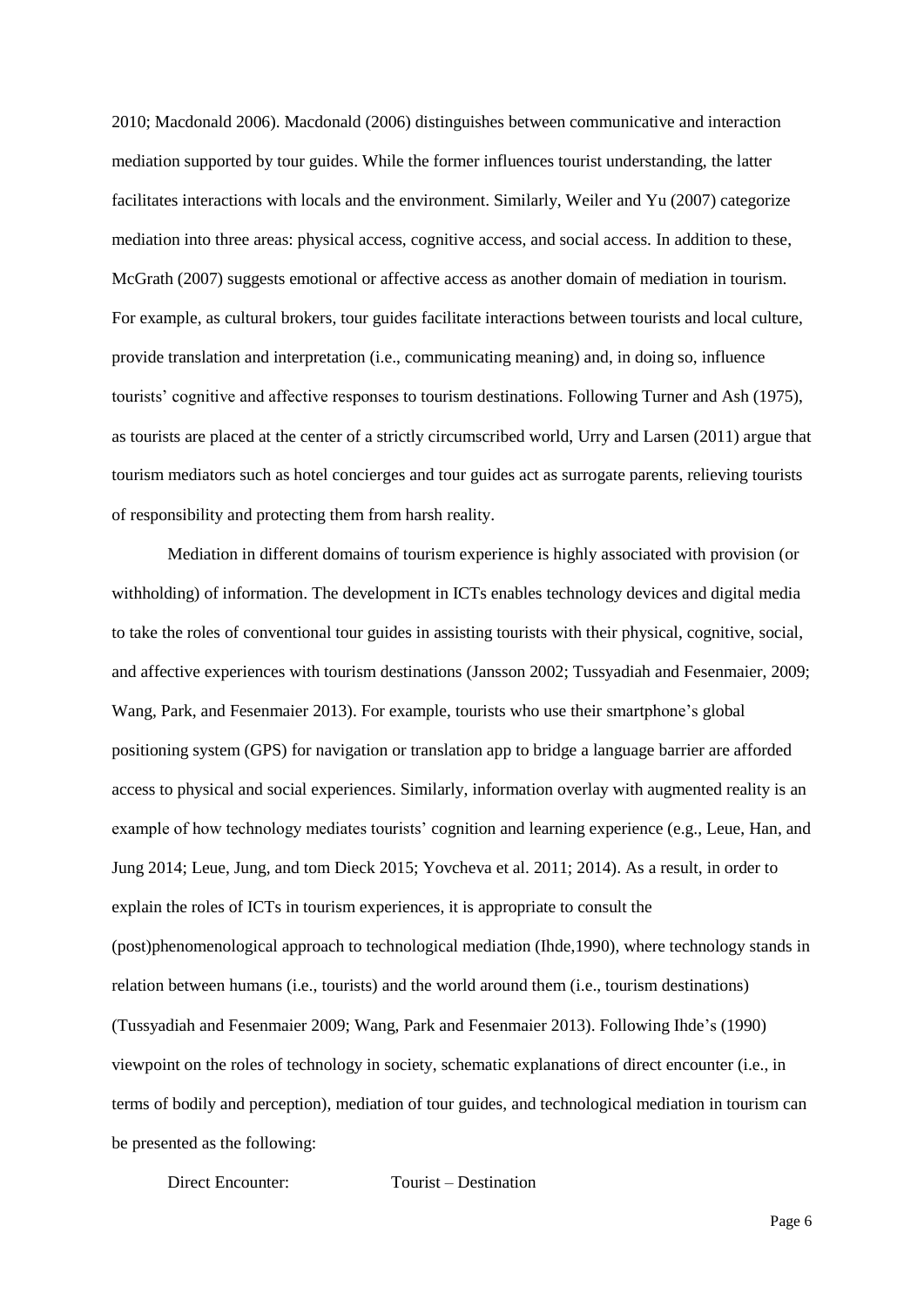2010; Macdonald 2006). Macdonald (2006) distinguishes between communicative and interaction mediation supported by tour guides. While the former influences tourist understanding, the latter facilitates interactions with locals and the environment. Similarly, Weiler and Yu (2007) categorize mediation into three areas: physical access, cognitive access, and social access. In addition to these, McGrath (2007) suggests emotional or affective access as another domain of mediation in tourism. For example, as cultural brokers, tour guides facilitate interactions between tourists and local culture, provide translation and interpretation (i.e., communicating meaning) and, in doing so, influence tourists' cognitive and affective responses to tourism destinations. Following Turner and Ash (1975), as tourists are placed at the center of a strictly circumscribed world, Urry and Larsen (2011) argue that tourism mediators such as hotel concierges and tour guides act as surrogate parents, relieving tourists of responsibility and protecting them from harsh reality.

Mediation in different domains of tourism experience is highly associated with provision (or withholding) of information. The development in ICTs enables technology devices and digital media to take the roles of conventional tour guides in assisting tourists with their physical, cognitive, social, and affective experiences with tourism destinations (Jansson 2002; Tussyadiah and Fesenmaier, 2009; Wang, Park, and Fesenmaier 2013). For example, tourists who use their smartphone's global positioning system (GPS) for navigation or translation app to bridge a language barrier are afforded access to physical and social experiences. Similarly, information overlay with augmented reality is an example of how technology mediates tourists' cognition and learning experience (e.g., Leue, Han, and Jung 2014; Leue, Jung, and tom Dieck 2015; Yovcheva et al. 2011; 2014). As a result, in order to explain the roles of ICTs in tourism experiences, it is appropriate to consult the (post)phenomenological approach to technological mediation (Ihde,1990), where technology stands in relation between humans (i.e., tourists) and the world around them (i.e., tourism destinations) (Tussyadiah and Fesenmaier 2009; Wang, Park and Fesenmaier 2013). Following Ihde's (1990) viewpoint on the roles of technology in society, schematic explanations of direct encounter (i.e., in terms of bodily and perception), mediation of tour guides, and technological mediation in tourism can be presented as the following:

Direct Encounter: Tourist – Destination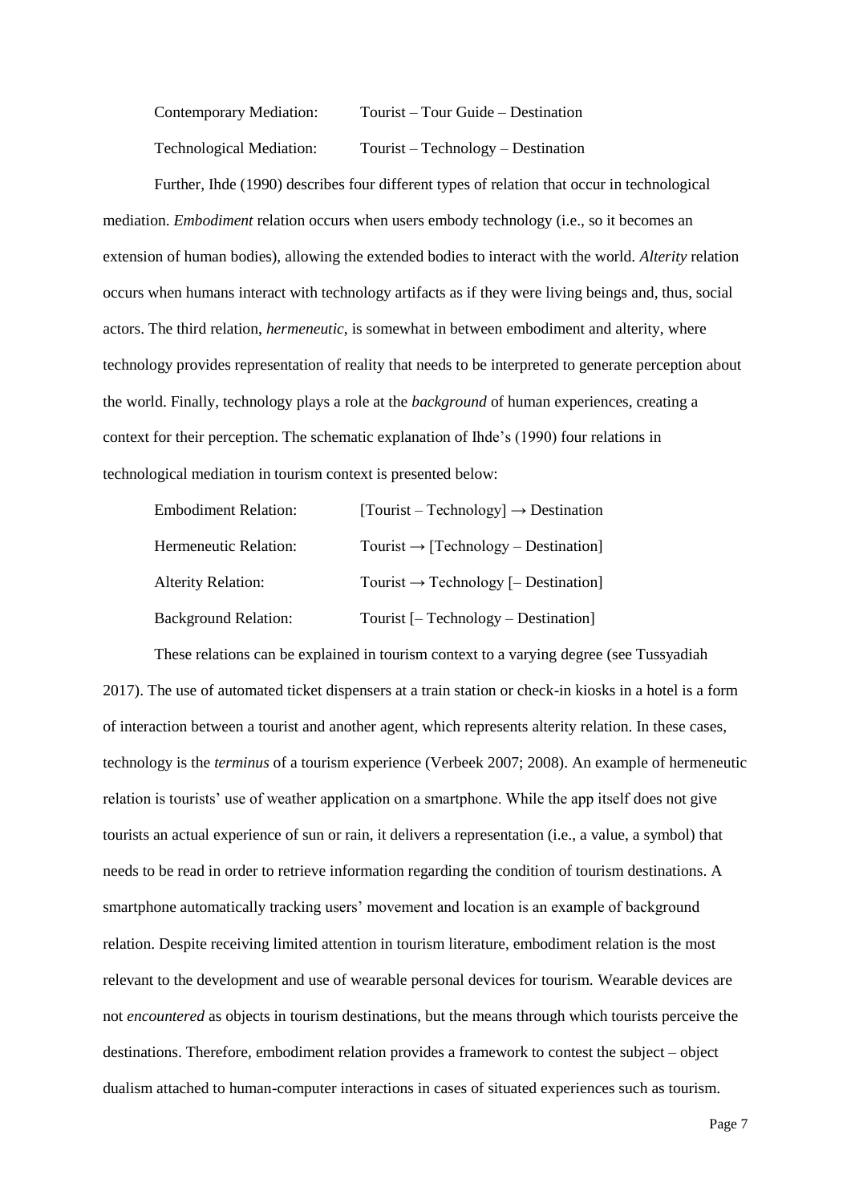Contemporary Mediation: Tourist – Tour Guide – Destination

Technological Mediation: Tourist – Technology – Destination

Further, Ihde (1990) describes four different types of relation that occur in technological mediation. *Embodiment* relation occurs when users embody technology (i.e., so it becomes an extension of human bodies), allowing the extended bodies to interact with the world. *Alterity* relation occurs when humans interact with technology artifacts as if they were living beings and, thus, social actors. The third relation, *hermeneutic*, is somewhat in between embodiment and alterity, where technology provides representation of reality that needs to be interpreted to generate perception about the world. Finally, technology plays a role at the *background* of human experiences, creating a context for their perception. The schematic explanation of Ihde's (1990) four relations in technological mediation in tourism context is presented below:

Embodiment Relation: [Tourist – Technology] → Destination

Hermeneutic Relation: Tourist → [Technology – Destination]

Alterity Relation: Tourist → Technology [– Destination]

Background Relation: Tourist [– Technology – Destination]

These relations can be explained in tourism context to a varying degree (see Tussyadiah 2017). The use of automated ticket dispensers at a train station or check-in kiosks in a hotel is a form of interaction between a tourist and another agent, which represents alterity relation. In these cases, technology is the *terminus* of a tourism experience (Verbeek 2007; 2008). An example of hermeneutic relation is tourists' use of weather application on a smartphone. While the app itself does not give tourists an actual experience of sun or rain, it delivers a representation (i.e., a value, a symbol) that needs to be read in order to retrieve information regarding the condition of tourism destinations. A smartphone automatically tracking users' movement and location is an example of background relation. Despite receiving limited attention in tourism literature, embodiment relation is the most relevant to the development and use of wearable personal devices for tourism. Wearable devices are not *encountered* as objects in tourism destinations, but the means through which tourists perceive the destinations. Therefore, embodiment relation provides a framework to contest the subject – object dualism attached to human-computer interactions in cases of situated experiences such as tourism.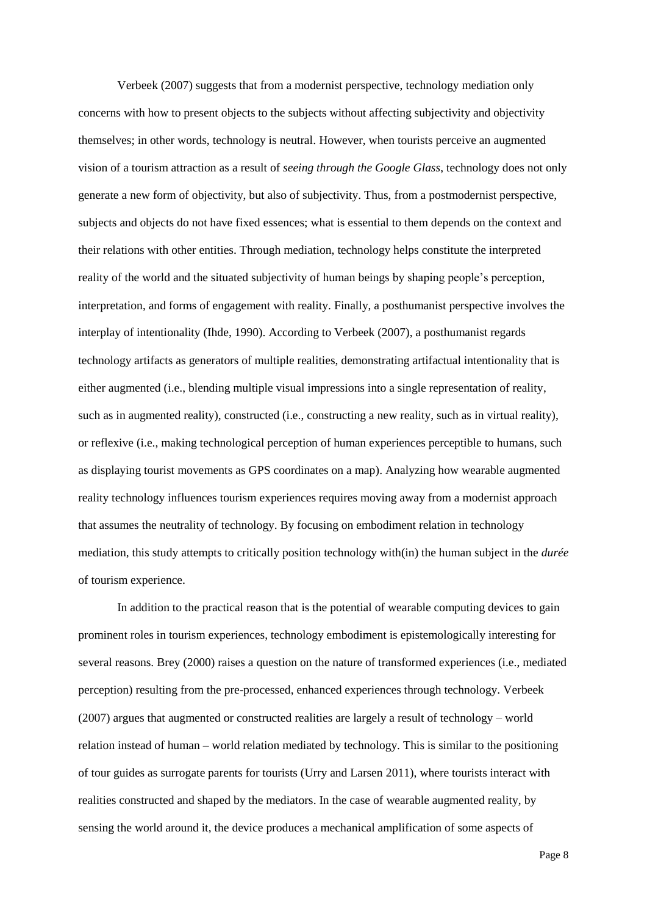Verbeek (2007) suggests that from a modernist perspective, technology mediation only concerns with how to present objects to the subjects without affecting subjectivity and objectivity themselves; in other words, technology is neutral. However, when tourists perceive an augmented vision of a tourism attraction as a result of *seeing through the Google Glass*, technology does not only generate a new form of objectivity, but also of subjectivity. Thus, from a postmodernist perspective, subjects and objects do not have fixed essences; what is essential to them depends on the context and their relations with other entities. Through mediation, technology helps constitute the interpreted reality of the world and the situated subjectivity of human beings by shaping people's perception, interpretation, and forms of engagement with reality. Finally, a posthumanist perspective involves the interplay of intentionality (Ihde, 1990). According to Verbeek (2007), a posthumanist regards technology artifacts as generators of multiple realities, demonstrating artifactual intentionality that is either augmented (i.e., blending multiple visual impressions into a single representation of reality, such as in augmented reality), constructed (i.e., constructing a new reality, such as in virtual reality), or reflexive (i.e., making technological perception of human experiences perceptible to humans, such as displaying tourist movements as GPS coordinates on a map). Analyzing how wearable augmented reality technology influences tourism experiences requires moving away from a modernist approach that assumes the neutrality of technology. By focusing on embodiment relation in technology mediation, this study attempts to critically position technology with(in) the human subject in the *durée* of tourism experience.

In addition to the practical reason that is the potential of wearable computing devices to gain prominent roles in tourism experiences, technology embodiment is epistemologically interesting for several reasons. Brey (2000) raises a question on the nature of transformed experiences (i.e., mediated perception) resulting from the pre-processed, enhanced experiences through technology. Verbeek (2007) argues that augmented or constructed realities are largely a result of technology – world relation instead of human – world relation mediated by technology. This is similar to the positioning of tour guides as surrogate parents for tourists (Urry and Larsen 2011), where tourists interact with realities constructed and shaped by the mediators. In the case of wearable augmented reality, by sensing the world around it, the device produces a mechanical amplification of some aspects of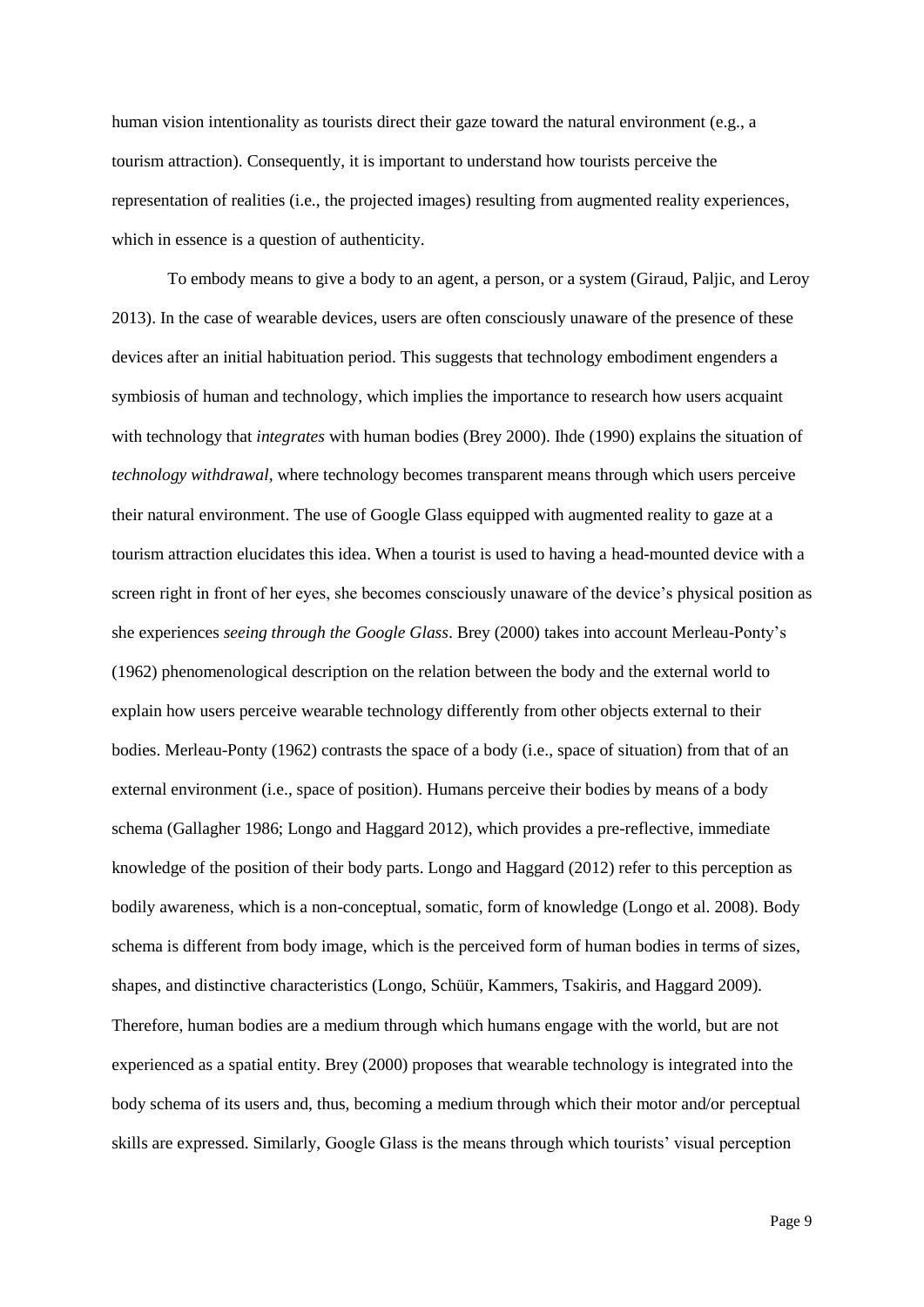human vision intentionality as tourists direct their gaze toward the natural environment (e.g., a tourism attraction). Consequently, it is important to understand how tourists perceive the representation of realities (i.e., the projected images) resulting from augmented reality experiences, which in essence is a question of authenticity.

To embody means to give a body to an agent, a person, or a system (Giraud, Paljic, and Leroy 2013). In the case of wearable devices, users are often consciously unaware of the presence of these devices after an initial habituation period. This suggests that technology embodiment engenders a symbiosis of human and technology, which implies the importance to research how users acquaint with technology that *integrates* with human bodies (Brey 2000). Ihde (1990) explains the situation of *technology withdrawal*, where technology becomes transparent means through which users perceive their natural environment. The use of Google Glass equipped with augmented reality to gaze at a tourism attraction elucidates this idea. When a tourist is used to having a head-mounted device with a screen right in front of her eyes, she becomes consciously unaware of the device's physical position as she experiences *seeing through the Google Glass*. Brey (2000) takes into account Merleau-Ponty's (1962) phenomenological description on the relation between the body and the external world to explain how users perceive wearable technology differently from other objects external to their bodies. Merleau-Ponty (1962) contrasts the space of a body (i.e., space of situation) from that of an external environment (i.e., space of position). Humans perceive their bodies by means of a body schema (Gallagher 1986; Longo and Haggard 2012), which provides a pre-reflective, immediate knowledge of the position of their body parts. Longo and Haggard (2012) refer to this perception as bodily awareness, which is a non-conceptual, somatic, form of knowledge (Longo et al. 2008). Body schema is different from body image, which is the perceived form of human bodies in terms of sizes, shapes, and distinctive characteristics (Longo, Schüür, Kammers, Tsakiris, and Haggard 2009). Therefore, human bodies are a medium through which humans engage with the world, but are not experienced as a spatial entity. Brey (2000) proposes that wearable technology is integrated into the body schema of its users and, thus, becoming a medium through which their motor and/or perceptual skills are expressed. Similarly, Google Glass is the means through which tourists' visual perception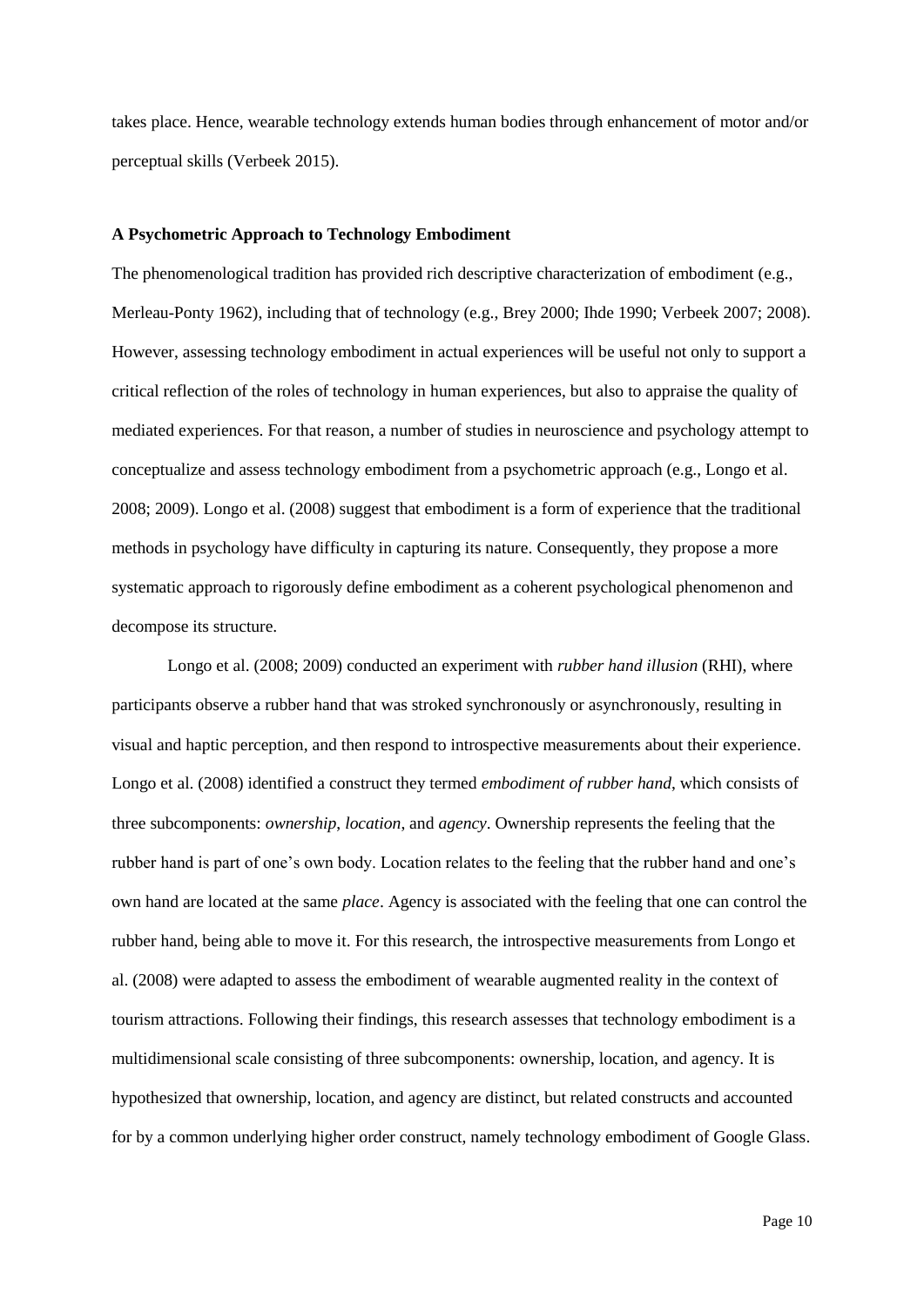takes place. Hence, wearable technology extends human bodies through enhancement of motor and/or perceptual skills (Verbeek 2015).

**A Psychometric Approach to Technology Embodiment**

The phenomenological tradition has provided rich descriptive characterization of embodiment (e.g., Merleau-Ponty 1962), including that of technology (e.g., Brey 2000; Ihde 1990; Verbeek 2007; 2008). However, assessing technology embodiment in actual experiences will be useful not only to support a critical reflection of the roles of technology in human experiences, but also to appraise the quality of mediated experiences. For that reason, a number of studies in neuroscience and psychology attempt to conceptualize and assess technology embodiment from a psychometric approach (e.g., Longo et al. 2008; 2009). Longo et al. (2008) suggest that embodiment is a form of experience that the traditional methods in psychology have difficulty in capturing its nature. Consequently, they propose a more systematic approach to rigorously define embodiment as a coherent psychological phenomenon and decompose its structure.

Longo et al. (2008; 2009) conducted an experiment with *rubber hand illusion* (RHI), where participants observe a rubber hand that was stroked synchronously or asynchronously, resulting in visual and haptic perception, and then respond to introspective measurements about their experience. Longo et al. (2008) identified a construct they termed *embodiment of rubber hand*, which consists of three subcomponents: *ownership*, *location*, and *agency*. Ownership represents the feeling that the rubber hand is part of one's own body. Location relates to the feeling that the rubber hand and one's own hand are located at the same *place*. Agency is associated with the feeling that one can control the rubber hand, being able to move it. For this research, the introspective measurements from Longo et al. (2008) were adapted to assess the embodiment of wearable augmented reality in the context of tourism attractions. Following their findings, this research assesses that technology embodiment is a multidimensional scale consisting of three subcomponents: ownership, location, and agency. It is hypothesized that ownership, location, and agency are distinct, but related constructs and accounted for by a common underlying higher order construct, namely technology embodiment of Google Glass.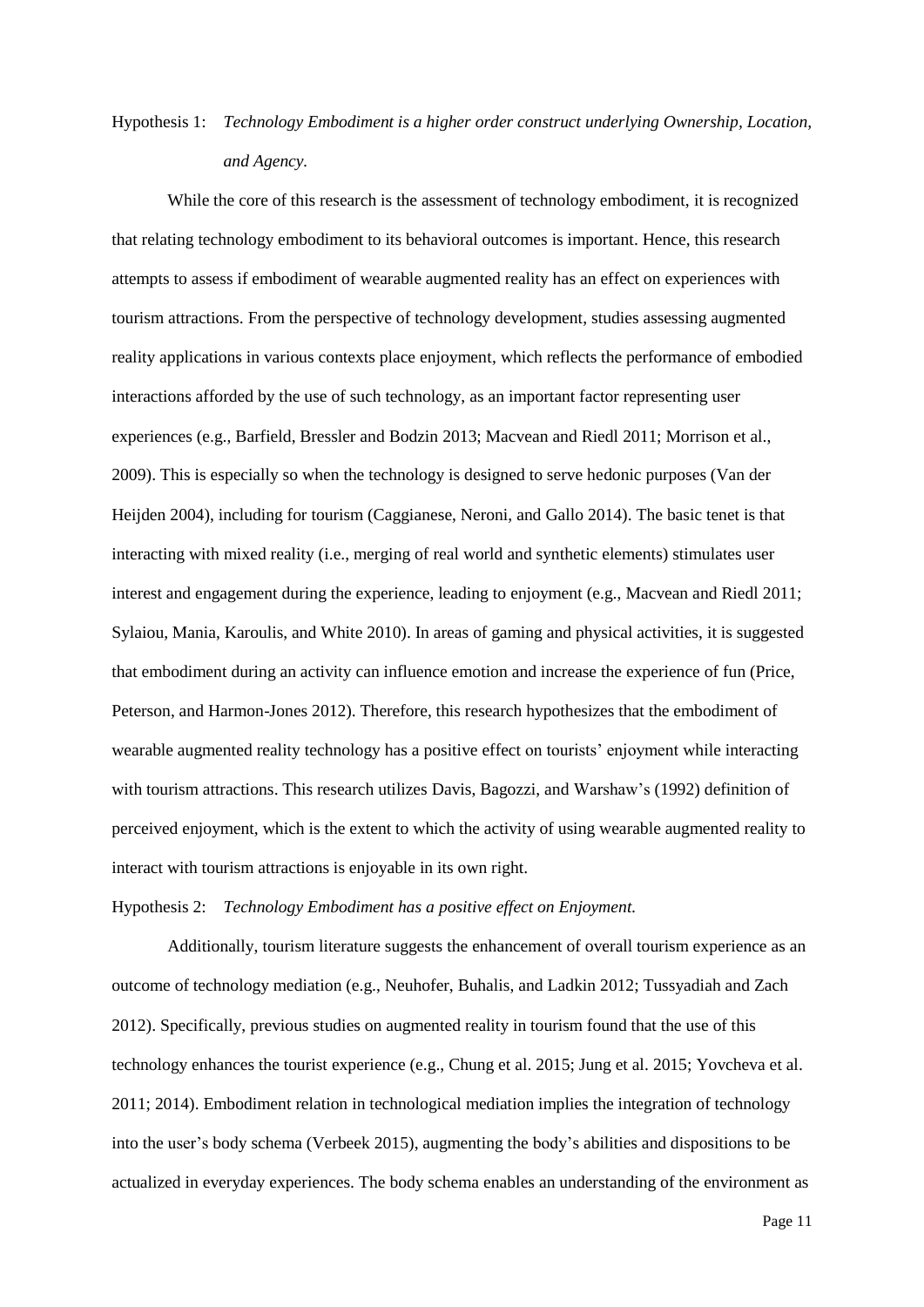Hypothesis 1: *Technology Embodiment is a higher order construct underlying Ownership, Location, and Agency.*

While the core of this research is the assessment of technology embodiment, it is recognized that relating technology embodiment to its behavioral outcomes is important. Hence, this research attempts to assess if embodiment of wearable augmented reality has an effect on experiences with tourism attractions. From the perspective of technology development, studies assessing augmented reality applications in various contexts place enjoyment, which reflects the performance of embodied interactions afforded by the use of such technology, as an important factor representing user experiences (e.g., Barfield, Bressler and Bodzin 2013; Macvean and Riedl 2011; Morrison et al., 2009). This is especially so when the technology is designed to serve hedonic purposes (Van der Heijden 2004), including for tourism (Caggianese, Neroni, and Gallo 2014). The basic tenet is that interacting with mixed reality (i.e., merging of real world and synthetic elements) stimulates user interest and engagement during the experience, leading to enjoyment (e.g., Macvean and Riedl 2011; Sylaiou, Mania, Karoulis, and White 2010). In areas of gaming and physical activities, it is suggested that embodiment during an activity can influence emotion and increase the experience of fun (Price, Peterson, and Harmon-Jones 2012). Therefore, this research hypothesizes that the embodiment of wearable augmented reality technology has a positive effect on tourists' enjoyment while interacting with tourism attractions. This research utilizes Davis, Bagozzi, and Warshaw's (1992) definition of perceived enjoyment, which is the extent to which the activity of using wearable augmented reality to interact with tourism attractions is enjoyable in its own right.

Hypothesis 2: *Technology Embodiment has a positive effect on Enjoyment.*

Additionally, tourism literature suggests the enhancement of overall tourism experience as an outcome of technology mediation (e.g., Neuhofer, Buhalis, and Ladkin 2012; Tussyadiah and Zach 2012). Specifically, previous studies on augmented reality in tourism found that the use of this technology enhances the tourist experience (e.g., Chung et al. 2015; Jung et al. 2015; Yovcheva et al. 2011; 2014). Embodiment relation in technological mediation implies the integration of technology into the user's body schema (Verbeek 2015), augmenting the body's abilities and dispositions to be actualized in everyday experiences. The body schema enables an understanding of the environment as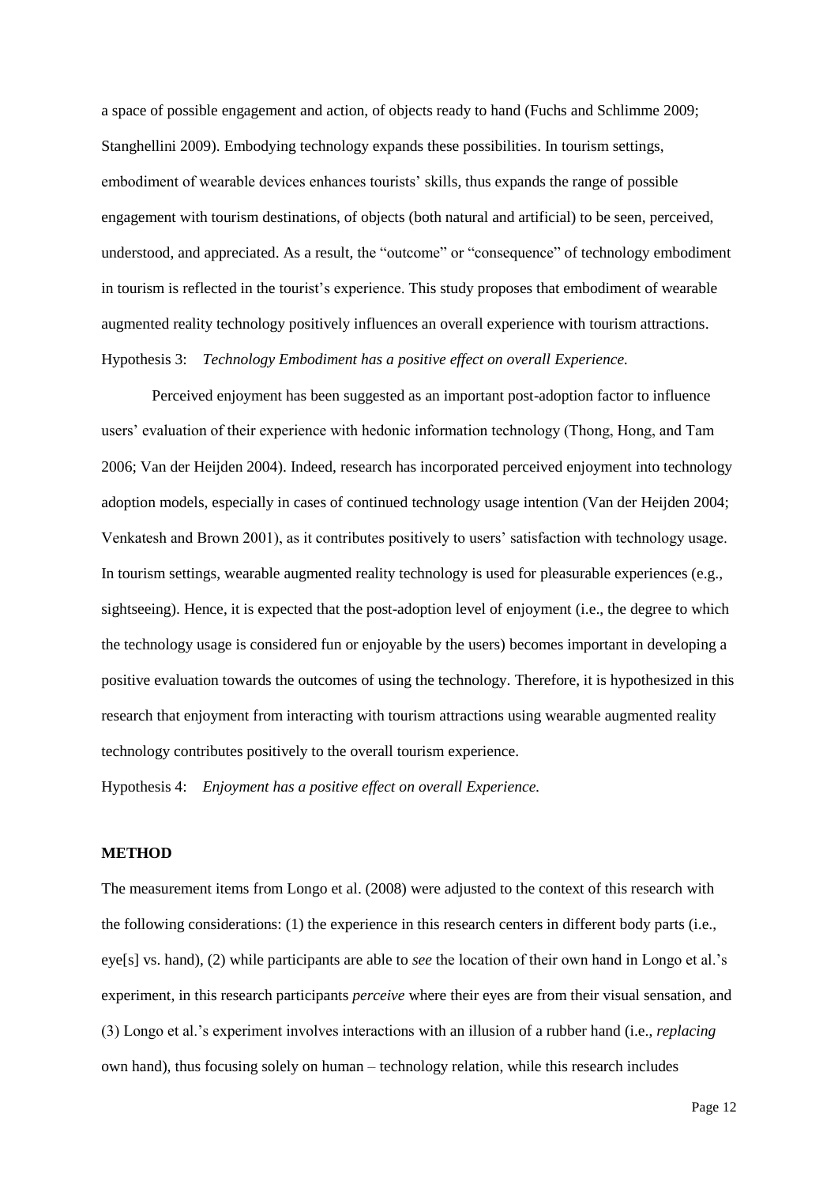a space of possible engagement and action, of objects ready to hand (Fuchs and Schlimme 2009; Stanghellini 2009). Embodying technology expands these possibilities. In tourism settings, embodiment of wearable devices enhances tourists' skills, thus expands the range of possible engagement with tourism destinations, of objects (both natural and artificial) to be seen, perceived, understood, and appreciated. As a result, the "outcome" or "consequence" of technology embodiment in tourism is reflected in the tourist's experience. This study proposes that embodiment of wearable augmented reality technology positively influences an overall experience with tourism attractions.

Hypothesis 3: *Technology Embodiment has a positive effect on overall Experience.*

Perceived enjoyment has been suggested as an important post-adoption factor to influence users' evaluation of their experience with hedonic information technology (Thong, Hong, and Tam 2006; Van der Heijden 2004). Indeed, research has incorporated perceived enjoyment into technology adoption models, especially in cases of continued technology usage intention (Van der Heijden 2004; Venkatesh and Brown 2001), as it contributes positively to users' satisfaction with technology usage. In tourism settings, wearable augmented reality technology is used for pleasurable experiences (e.g., sightseeing). Hence, it is expected that the post-adoption level of enjoyment (i.e., the degree to which the technology usage is considered fun or enjoyable by the users) becomes important in developing a positive evaluation towards the outcomes of using the technology. Therefore, it is hypothesized in this research that enjoyment from interacting with tourism attractions using wearable augmented reality technology contributes positively to the overall tourism experience.

Hypothesis 4: *Enjoyment has a positive effect on overall Experience.*

## METHOD

The measurement items from Longo et al. (2008) were adjusted to the context of this research with the following considerations: (1) the experience in this research centers in different body parts (i.e., eye[s] vs. hand), (2) while participants are able to *see* the location of their own hand in Longo et al.'s experiment, in this research participants *perceive* where their eyes are from their visual sensation, and (3) Longo et al.'s experiment involves interactions with an illusion of a rubber hand (i.e., *replacing* own hand), thus focusing solely on human – technology relation, while this research includes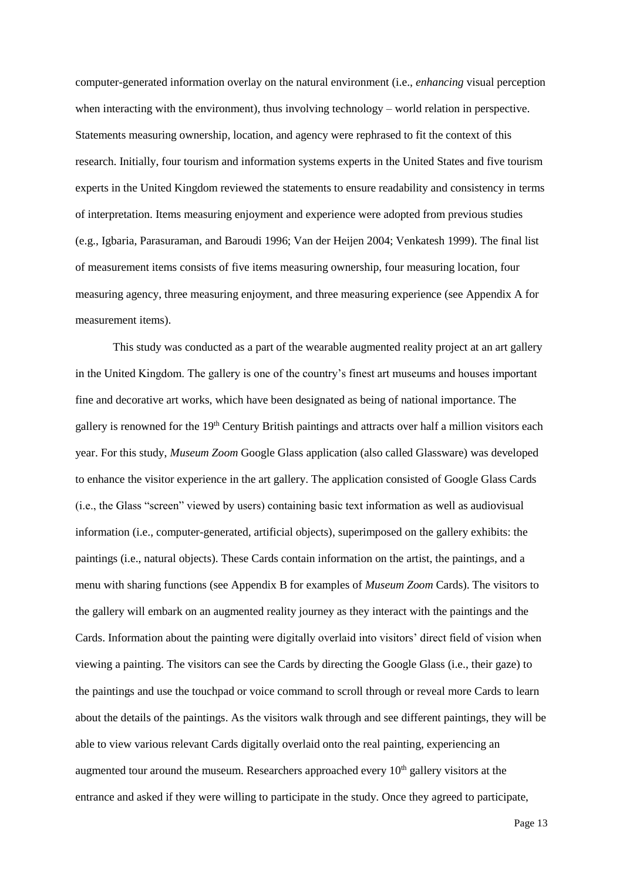computer-generated information overlay on the natural environment (i.e., *enhancing* visual perception when interacting with the environment), thus involving technology – world relation in perspective. Statements measuring ownership, location, and agency were rephrased to fit the context of this research. Initially, four tourism and information systems experts in the United States and five tourism experts in the United Kingdom reviewed the statements to ensure readability and consistency in terms of interpretation. Items measuring enjoyment and experience were adopted from previous studies (e.g., Igbaria, Parasuraman, and Baroudi 1996; Van der Heijen 2004; Venkatesh 1999). The final list of measurement items consists of five items measuring ownership, four measuring location, four measuring agency, three measuring enjoyment, and three measuring experience (see Appendix A for measurement items).

This study was conducted as a part of the wearable augmented reality project at an art gallery in the United Kingdom. The gallery is one of the country's finest art museums and houses important fine and decorative art works, which have been designated as being of national importance. The gallery is renowned for the 19th Century British paintings and attracts over half a million visitors each year. For this study, *Museum Zoom* Google Glass application (also called Glassware) was developed to enhance the visitor experience in the art gallery. The application consisted of Google Glass Cards (i.e., the Glass "screen" viewed by users) containing basic text information as well as audiovisual information (i.e., computer-generated, artificial objects), superimposed on the gallery exhibits: the paintings (i.e., natural objects). These Cards contain information on the artist, the paintings, and a menu with sharing functions (see Appendix B for examples of *Museum Zoom* Cards). The visitors to the gallery will embark on an augmented reality journey as they interact with the paintings and the Cards. Information about the painting were digitally overlaid into visitors' direct field of vision when viewing a painting. The visitors can see the Cards by directing the Google Glass (i.e., their gaze) to the paintings and use the touchpad or voice command to scroll through or reveal more Cards to learn about the details of the paintings. As the visitors walk through and see different paintings, they will be able to view various relevant Cards digitally overlaid onto the real painting, experiencing an augmented tour around the museum. Researchers approached every 10th gallery visitors at the entrance and asked if they were willing to participate in the study. Once they agreed to participate,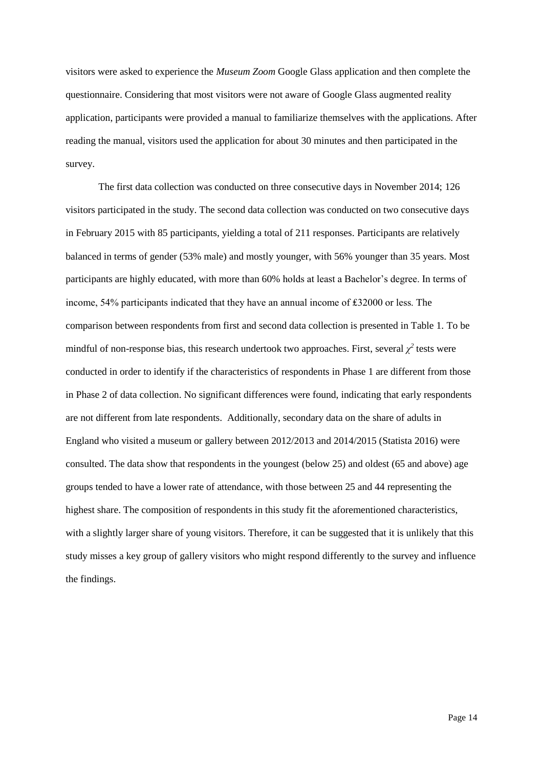visitors were asked to experience the *Museum Zoom* Google Glass application and then complete the questionnaire. Considering that most visitors were not aware of Google Glass augmented reality application, participants were provided a manual to familiarize themselves with the applications. After reading the manual, visitors used the application for about 30 minutes and then participated in the survey.

The first data collection was conducted on three consecutive days in November 2014; 126 visitors participated in the study. The second data collection was conducted on two consecutive days in February 2015 with 85 participants, yielding a total of 211 responses. Participants are relatively balanced in terms of gender (53% male) and mostly younger, with 56% younger than 35 years. Most participants are highly educated, with more than 60% holds at least a Bachelor's degree. In terms of income, 54% participants indicated that they have an annual income of ₤32000 or less. The comparison between respondents from first and second data collection is presented in Table 1. To be mindful of non-response bias, this research undertook two approaches. First, several $\chi^2$ tests were conducted in order to identify if the characteristics of respondents in Phase 1 are different from those in Phase 2 of data collection. No significant differences were found, indicating that early respondents are not different from late respondents. Additionally, secondary data on the share of adults in England who visited a museum or gallery between 2012/2013 and 2014/2015 (Statista 2016) were consulted. The data show that respondents in the youngest (below 25) and oldest (65 and above) age groups tended to have a lower rate of attendance, with those between 25 and 44 representing the highest share. The composition of respondents in this study fit the aforementioned characteristics, with a slightly larger share of young visitors. Therefore, it can be suggested that it is unlikely that this study misses a key group of gallery visitors who might respond differently to the survey and influence the findings.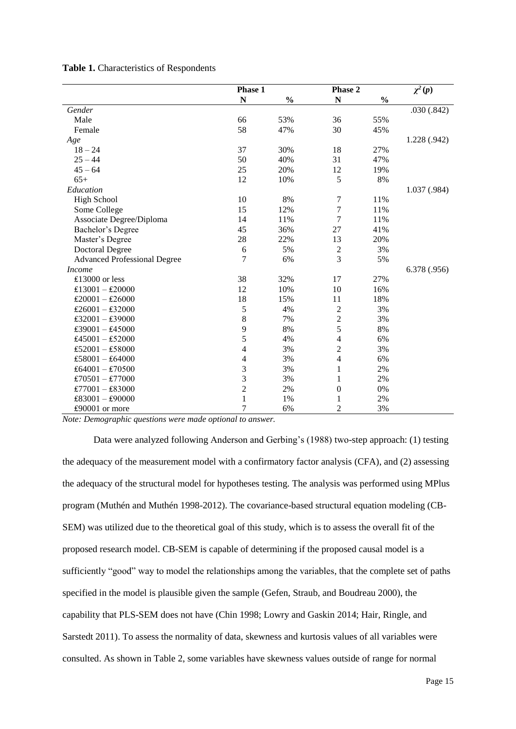**Table 1.** Characteristics of Respondents

| | Phase 1 | | Phase 2 | | $\chi^2$ (*p*) |
|---|---|---|---|---|---|
| | N | % | N | % | |
| *Gender* | | | | | .030 (.842) |
| Male | 66 | 53% | 36 | 55% | |
| Female | 58 | 47% | 30 | 45% | |
| *Age* | | | | | 1.228 (.942) |
| 18 – 24 | 37 | 30% | 18 | 27% | |
| 25 – 44 | 50 | 40% | 31 | 47% | |
| 45 – 64 | 25 | 20% | 12 | 19% | |
| 65+ | 12 | 10% | 5 | 8% | |
| *Education* | | | | | 1.037 (.984) |
| High School | 10 | 8% | 7 | 11% | |
| Some College | 15 | 12% | 7 | 11% | |
| Associate Degree/Diploma | 14 | 11% | 7 | 11% | |
| Bachelor's Degree | 45 | 36% | 27 | 41% | |
| Master's Degree | 28 | 22% | 13 | 20% | |
| Doctoral Degree | 6 | 5% | 2 | 3% | |
| Advanced Professional Degree | 7 | 6% | 3 | 5% | |
| *Income* | | | | | 6.378 (.956) |
| £13000 or less | 38 | 32% | 17 | 27% | |
| £13001 – £20000 | 12 | 10% | 10 | 16% | |
| £20001 – £26000 | 18 | 15% | 11 | 18% | |
| £26001 – £32000 | 5 | 4% | 2 | 3% | |
| £32001 – £39000 | 8 | 7% | 2 | 3% | |
| £39001 – £45000 | 9 | 8% | 5 | 8% | |
| £45001 – £52000 | 5 | 4% | 4 | 6% | |
| £52001 – £58000 | 4 | 3% | 2 | 3% | |
| £58001 – £64000 | 4 | 3% | 4 | 6% | |
| £64001 – £70500 | 3 | 3% | 1 | 2% | |
| £70501 – £77000 | 3 | 3% | 1 | 2% | |
| £77001 – £83000 | 2 | 2% | 0 | 0% | |
| £83001 – £90000 | 1 | 1% | 1 | 2% | |
| £90001 or more | 7 | 6% | 2 | 3% | |

*Note: Demographic questions were made optional to answer.*

Data were analyzed following Anderson and Gerbing's (1988) two-step approach: (1) testing the adequacy of the measurement model with a confirmatory factor analysis (CFA), and (2) assessing the adequacy of the structural model for hypotheses testing. The analysis was performed using MPlus program (Muthén and Muthén 1998-2012). The covariance-based structural equation modeling (CB-SEM) was utilized due to the theoretical goal of this study, which is to assess the overall fit of the proposed research model. CB-SEM is capable of determining if the proposed causal model is a sufficiently "good" way to model the relationships among the variables, that the complete set of paths specified in the model is plausible given the sample (Gefen, Straub, and Boudreau 2000), the capability that PLS-SEM does not have (Chin 1998; Lowry and Gaskin 2014; Hair, Ringle, and Sarstedt 2011). To assess the normality of data, skewness and kurtosis values of all variables were consulted. As shown in Table 2, some variables have skewness values outside of range for normal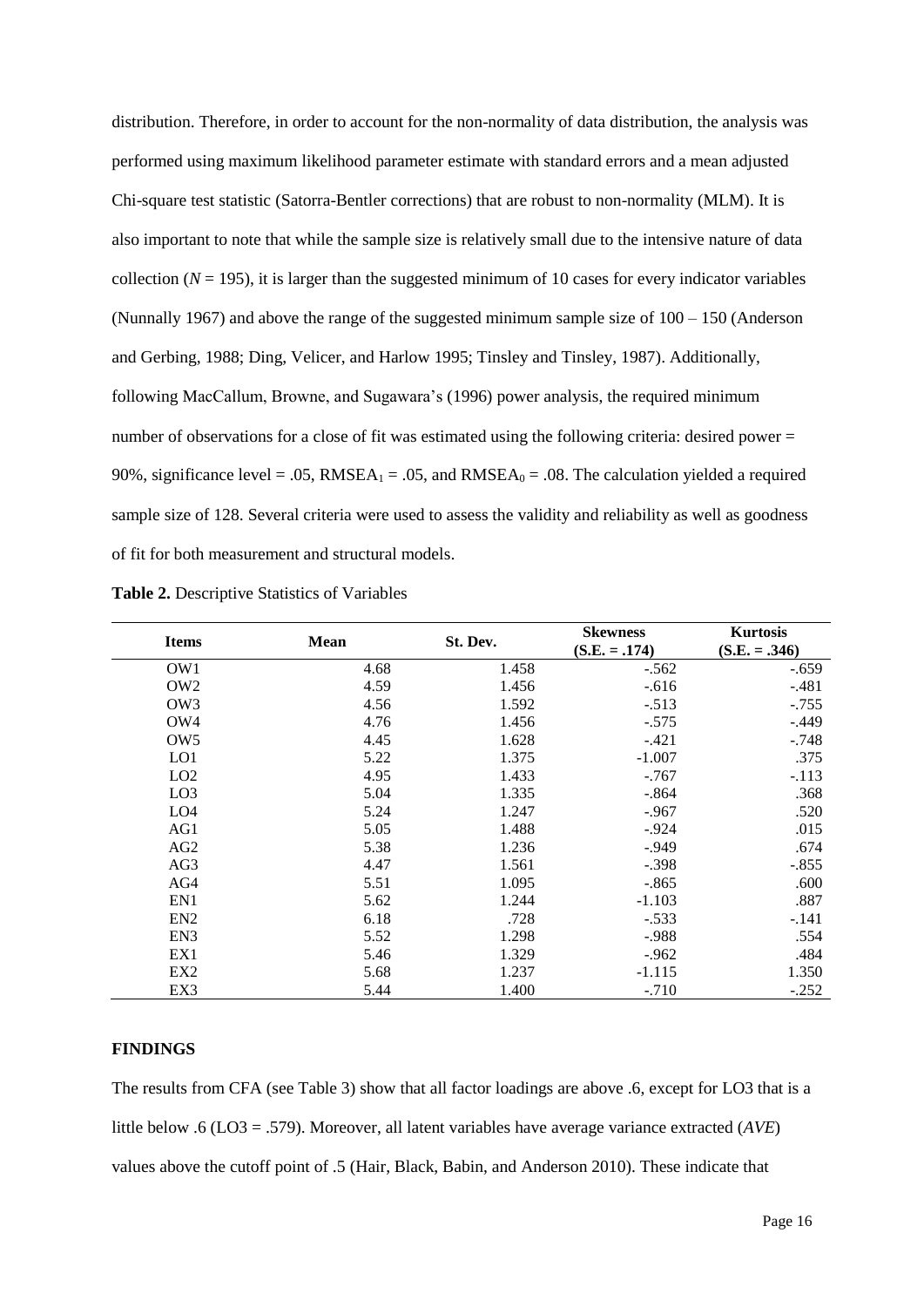distribution. Therefore, in order to account for the non-normality of data distribution, the analysis was performed using maximum likelihood parameter estimate with standard errors and a mean adjusted Chi-square test statistic (Satorra-Bentler corrections) that are robust to non-normality (MLM). It is also important to note that while the sample size is relatively small due to the intensive nature of data collection (*N* = 195), it is larger than the suggested minimum of 10 cases for every indicator variables (Nunnally 1967) and above the range of the suggested minimum sample size of 100 – 150 (Anderson and Gerbing, 1988; Ding, Velicer, and Harlow 1995; Tinsley and Tinsley, 1987). Additionally, following MacCallum, Browne, and Sugawara's (1996) power analysis, the required minimum number of observations for a close of fit was estimated using the following criteria: desired power = 90%, significance level = .05, $RMSEA_1$ = .05, and $RMSEA_0$ = .08. The calculation yielded a required sample size of 128. Several criteria were used to assess the validity and reliability as well as goodness of fit for both measurement and structural models.

**Table 2.** Descriptive Statistics of Variables

| Items | Mean | St. Dev. | Skewness (S.E. = .174) | Kurtosis (S.E. = .346) |
|---|---|---|---|---|
| OW1 | 4.68 | 1.458 | -.562 | -.659 |
| OW2 | 4.59 | 1.456 | -.616 | -.481 |
| OW3 | 4.56 | 1.592 | -.513 | -.755 |
| OW4 | 4.76 | 1.456 | -.575 | -.449 |
| OW5 | 4.45 | 1.628 | -.421 | -.748 |
| LO1 | 5.22 | 1.375 | -1.007 | .375 |
| LO2 | 4.95 | 1.433 | -.767 | -.113 |
| LO3 | 5.04 | 1.335 | -.864 | .368 |
| LO4 | 5.24 | 1.247 | -.967 | .520 |
| AG1 | 5.05 | 1.488 | -.924 | .015 |
| AG2 | 5.38 | 1.236 | -.949 | .674 |
| AG3 | 4.47 | 1.561 | -.398 | -.855 |
| AG4 | 5.51 | 1.095 | -.865 | .600 |
| EN1 | 5.62 | 1.244 | -1.103 | .887 |
| EN2 | 6.18 | .728 | -.533 | -.141 |
| EN3 | 5.52 | 1.298 | -.988 | .554 |
| EX1 | 5.46 | 1.329 | -.962 | .484 |
| EX2 | 5.68 | 1.237 | -1.115 | 1.350 |
| EX3 | 5.44 | 1.400 | -.710 | -.252 |

## FINDINGS

The results from CFA (see Table 3) show that all factor loadings are above .6, except for LO3 that is a little below .6 (LO3 = .579). Moreover, all latent variables have average variance extracted (*AVE*) values above the cutoff point of .5 (Hair, Black, Babin, and Anderson 2010). These indicate that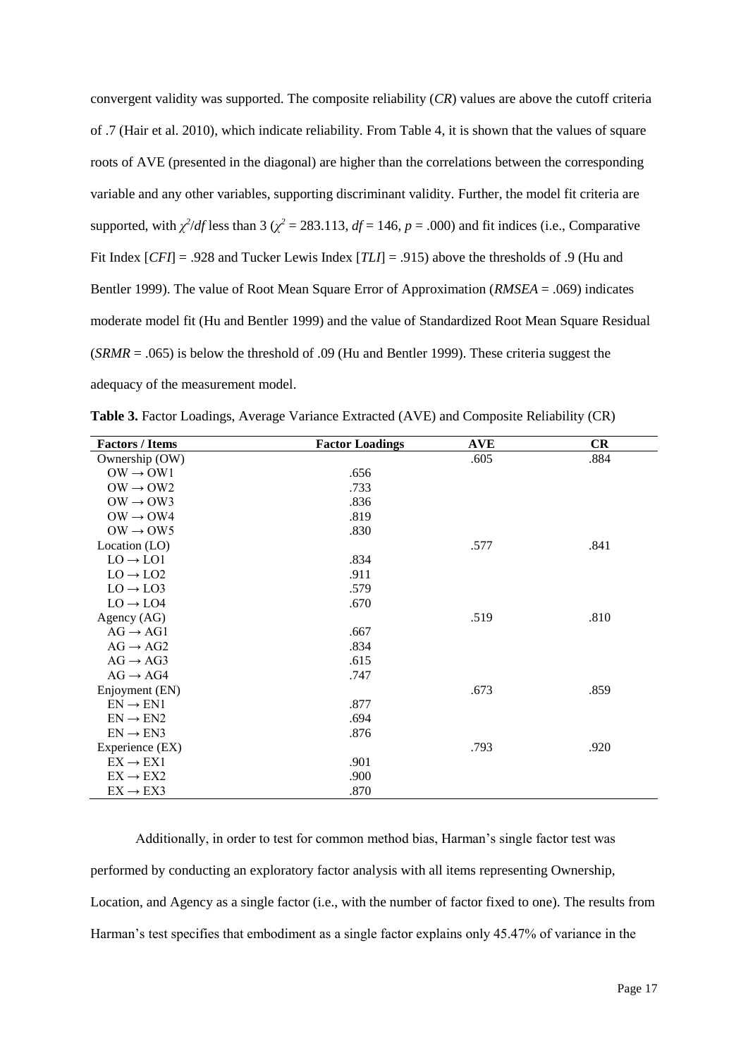convergent validity was supported. The composite reliability (*CR*) values are above the cutoff criteria of .7 (Hair et al. 2010), which indicate reliability. From Table 4, it is shown that the values of square roots of AVE (presented in the diagonal) are higher than the correlations between the corresponding variable and any other variables, supporting discriminant validity. Further, the model fit criteria are supported, with $\chi^2/df$ less than 3 ($\chi^2$ = 283.113, $df$ = 146, $p$ = .000) and fit indices (i.e., Comparative Fit Index [*CFI*] = .928 and Tucker Lewis Index [*TLI*] = .915) above the thresholds of .9 (Hu and Bentler 1999). The value of Root Mean Square Error of Approximation (*RMSEA* = .069) indicates moderate model fit (Hu and Bentler 1999) and the value of Standardized Root Mean Square Residual (*SRMR* = .065) is below the threshold of .09 (Hu and Bentler 1999). These criteria suggest the adequacy of the measurement model.

**Table 3.** Factor Loadings, Average Variance Extracted (AVE) and Composite Reliability (CR)

| Factors / Items | Factor Loadings | AVE | CR |
|---|---|---|---|
| Ownership (OW) | | .605 | .884 |
| OW → OW1 | .656 | | |
| OW → OW2 | .733 | | |
| OW → OW3 | .836 | | |
| OW → OW4 | .819 | | |
| OW → OW5 | .830 | | |
| Location (LO) | | .577 | .841 |
| LO → LO1 | .834 | | |
| LO → LO2 | .911 | | |
| LO → LO3 | .579 | | |
| LO → LO4 | .670 | | |
| Agency (AG) | | .519 | .810 |
| AG → AG1 | .667 | | |
| AG → AG2 | .834 | | |
| AG → AG3 | .615 | | |
| AG → AG4 | .747 | | |
| Enjoyment (EN) | | .673 | .859 |
| EN → EN1 | .877 | | |
| EN → EN2 | .694 | | |
| EN → EN3 | .876 | | |
| Experience (EX) | | .793 | .920 |
| EX → EX1 | .901 | | |
| EX → EX2 | .900 | | |
| EX → EX3 | .870 | | |

Additionally, in order to test for common method bias, Harman's single factor test was performed by conducting an exploratory factor analysis with all items representing Ownership, Location, and Agency as a single factor (i.e., with the number of factor fixed to one). The results from Harman's test specifies that embodiment as a single factor explains only 45.47% of variance in the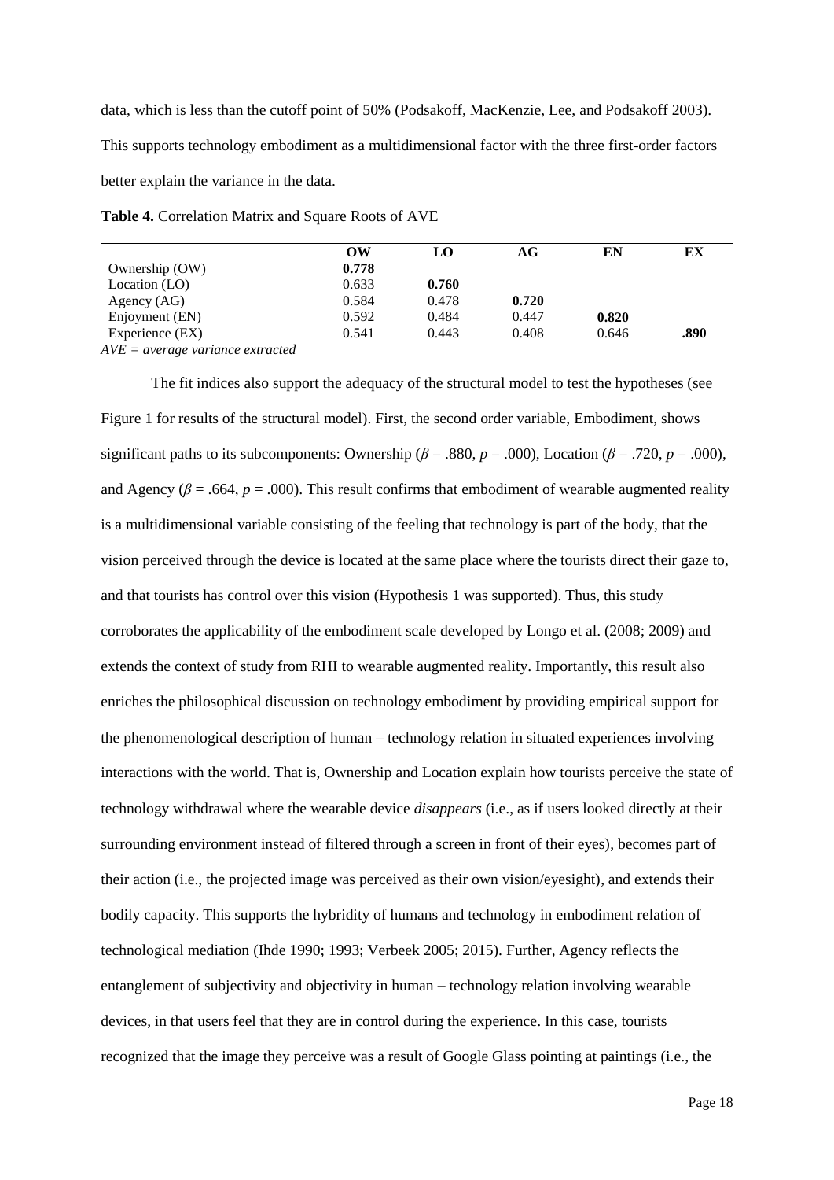data, which is less than the cutoff point of 50% (Podsakoff, MacKenzie, Lee, and Podsakoff 2003). This supports technology embodiment as a multidimensional factor with the three first-order factors better explain the variance in the data.

**Table 4.** Correlation Matrix and Square Roots of AVE

| | OW | LO | AG | EN | EX |
|---|---|---|---|---|---|
| Ownership (OW) | **0.778** | | | | |
| Location (LO) | 0.633 | **0.760** | | | |
| Agency (AG) | 0.584 | 0.478 | **0.720** | | |
| Enjoyment (EN) | 0.592 | 0.484 | 0.447 | **0.820** | |
| Experience (EX) | 0.541 | 0.443 | 0.408 | 0.646 | **.890** |

*AVE = average variance extracted*

The fit indices also support the adequacy of the structural model to test the hypotheses (see Figure 1 for results of the structural model). First, the second order variable, Embodiment, shows significant paths to its subcomponents: Ownership ($\beta = .880$, $p = .000$), Location ($\beta = .720$, $p = .000$), and Agency ($\beta = .664$, $p = .000$). This result confirms that embodiment of wearable augmented reality is a multidimensional variable consisting of the feeling that technology is part of the body, that the vision perceived through the device is located at the same place where the tourists direct their gaze to, and that tourists has control over this vision (Hypothesis 1 was supported). Thus, this study corroborates the applicability of the embodiment scale developed by Longo et al. (2008; 2009) and extends the context of study from RHI to wearable augmented reality. Importantly, this result also enriches the philosophical discussion on technology embodiment by providing empirical support for the phenomenological description of human – technology relation in situated experiences involving interactions with the world. That is, Ownership and Location explain how tourists perceive the state of technology withdrawal where the wearable device *disappears* (i.e., as if users looked directly at their surrounding environment instead of filtered through a screen in front of their eyes), becomes part of their action (i.e., the projected image was perceived as their own vision/eyesight), and extends their bodily capacity. This supports the hybridity of humans and technology in embodiment relation of technological mediation (Ihde 1990; 1993; Verbeek 2005; 2015). Further, Agency reflects the entanglement of subjectivity and objectivity in human – technology relation involving wearable devices, in that users feel that they are in control during the experience. In this case, tourists recognized that the image they perceive was a result of Google Glass pointing at paintings (i.e., the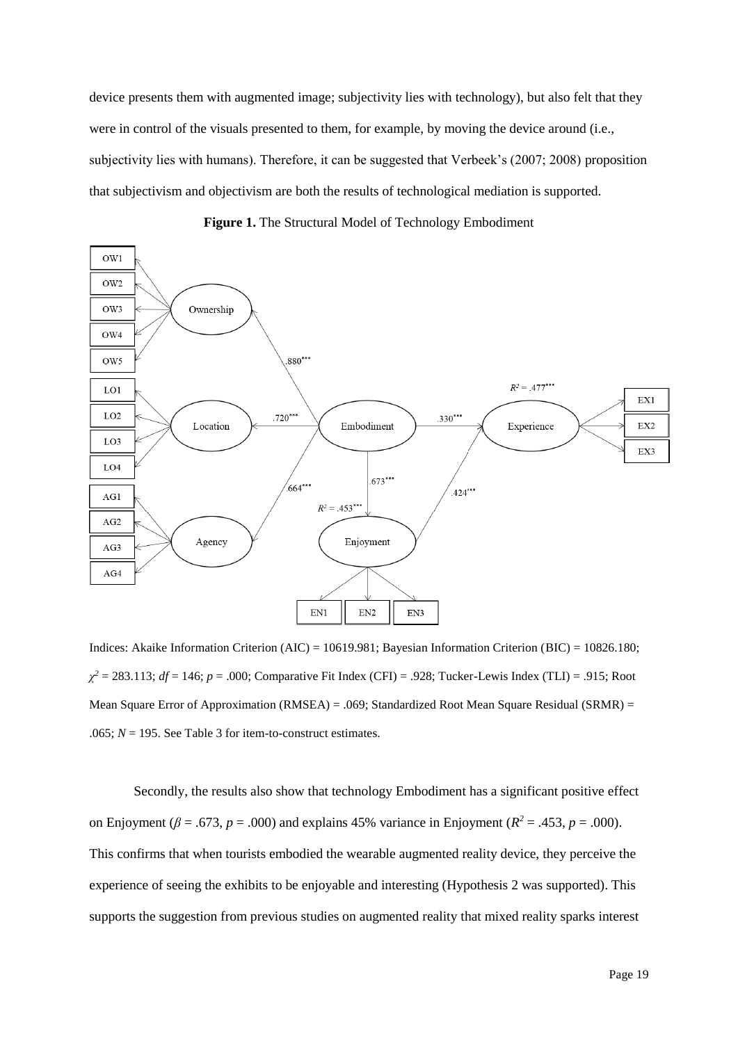device presents them with augmented image; subjectivity lies with technology), but also felt that they were in control of the visuals presented to them, for example, by moving the device around (i.e., subjectivity lies with humans). Therefore, it can be suggested that Verbeek's (2007; 2008) proposition that subjectivism and objectivism are both the results of technological mediation is supported.

**Figure 1.** The Structural Model of Technology Embodiment

Indices: Akaike Information Criterion (AIC) = 10619.981; Bayesian Information Criterion (BIC) = 10826.180; $\chi^2$ = 283.113; $df$ = 146; $p$ = .000; Comparative Fit Index (CFI) = .928; Tucker-Lewis Index (TLI) = .915; Root Mean Square Error of Approximation (RMSEA) = .069; Standardized Root Mean Square Residual (SRMR) = .065; $N$ = 195. See Table 3 for item-to-construct estimates.

Secondly, the results also show that technology Embodiment has a significant positive effect on Enjoyment ($\beta$ = .673, $p$ = .000) and explains 45% variance in Enjoyment ($R^2$ = .453, $p$ = .000). This confirms that when tourists embodied the wearable augmented reality device, they perceive the experience of seeing the exhibits to be enjoyable and interesting (Hypothesis 2 was supported). This supports the suggestion from previous studies on augmented reality that mixed reality sparks interest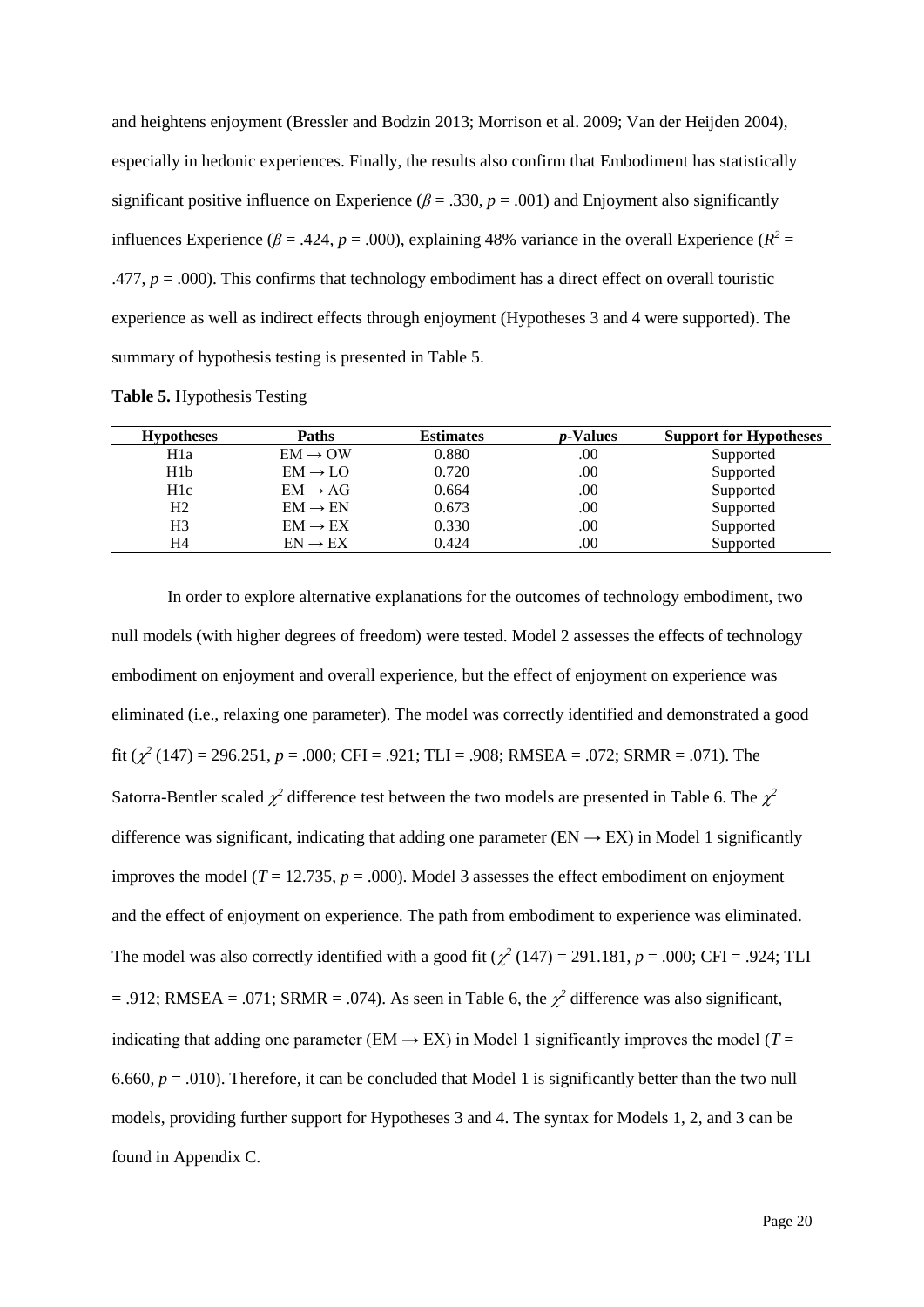and heightens enjoyment (Bressler and Bodzin 2013; Morrison et al. 2009; Van der Heijden 2004), especially in hedonic experiences. Finally, the results also confirm that Embodiment has statistically significant positive influence on Experience ($\beta$ = .330, $p$ = .001) and Enjoyment also significantly influences Experience ($\beta$ = .424, $p$ = .000), explaining 48% variance in the overall Experience ($R^2$ = .477, $p$ = .000). This confirms that technology embodiment has a direct effect on overall touristic experience as well as indirect effects through enjoyment (Hypotheses 3 and 4 were supported). The summary of hypothesis testing is presented in Table 5.

**Table 5.** Hypothesis Testing

| Hypotheses | Paths | Estimates | *p*-Values | Support for Hypotheses |
|---|---|---|---|---|
| H1a | EM → OW | 0.880 | .00 | Supported |
| H1b | EM → LO | 0.720 | .00 | Supported |
| H1c | EM → AG | 0.664 | .00 | Supported |
| H2 | EM → EN | 0.673 | .00 | Supported |
| H3 | EM → EX | 0.330 | .00 | Supported |
| H4 | EN → EX | 0.424 | .00 | Supported |

In order to explore alternative explanations for the outcomes of technology embodiment, two null models (with higher degrees of freedom) were tested. Model 2 assesses the effects of technology embodiment on enjoyment and overall experience, but the effect of enjoyment on experience was eliminated (i.e., relaxing one parameter). The model was correctly identified and demonstrated a good fit ($\chi^2$ (147) = 296.251, $p$ = .000; CFI = .921; TLI = .908; RMSEA = .072; SRMR = .071). The Satorra-Bentler scaled $\chi^2$ difference test between the two models are presented in Table 6. The $\chi^2$ difference was significant, indicating that adding one parameter (EN → EX) in Model 1 significantly improves the model ($T$ = 12.735, $p$ = .000). Model 3 assesses the effect embodiment on enjoyment and the effect of enjoyment on experience. The path from embodiment to experience was eliminated. The model was also correctly identified with a good fit ($\chi^2$ (147) = 291.181, $p$ = .000; CFI = .924; TLI = .912; RMSEA = .071; SRMR = .074). As seen in Table 6, the $\chi^2$ difference was also significant, indicating that adding one parameter (EM → EX) in Model 1 significantly improves the model ($T$ = 6.660, $p$ = .010). Therefore, it can be concluded that Model 1 is significantly better than the two null models, providing further support for Hypotheses 3 and 4. The syntax for Models 1, 2, and 3 can be found in Appendix C.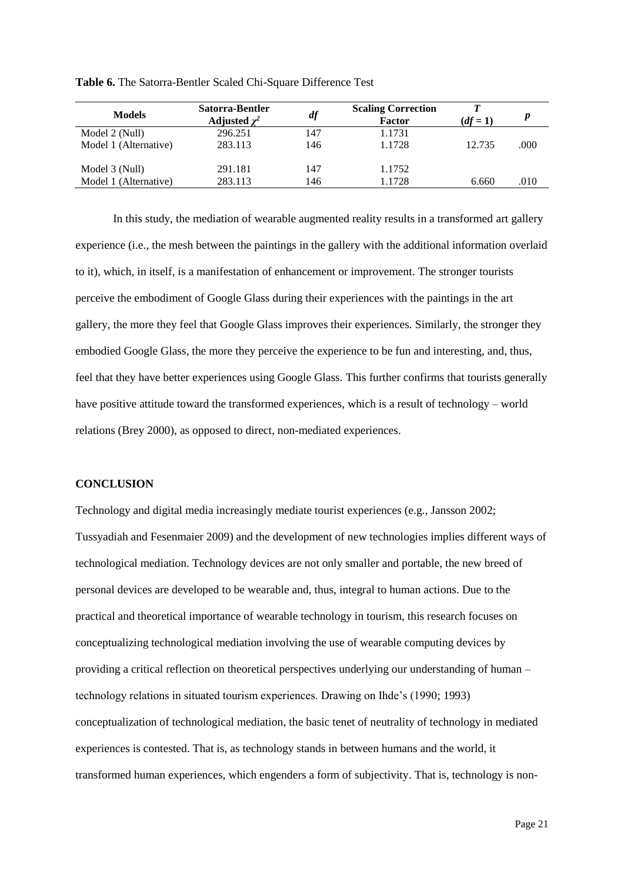**Table 6.** The Satorra-Bentler Scaled Chi-Square Difference Test

| Models | Satorra-Bentler Adjusted $\chi^2$ | $df$ | Scaling Correction Factor | $T$ ($df = 1$) | $p$ |
|---|---|---|---|---|---|
| Model 2 (Null) | 296.251 | 147 | 1.1731 | | |
| Model 1 (Alternative) | 283.113 | 146 | 1.1728 | 12.735 | .000 |
| Model 3 (Null) | 291.181 | 147 | 1.1752 | | |
| Model 1 (Alternative) | 283.113 | 146 | 1.1728 | 6.660 | .010 |

In this study, the mediation of wearable augmented reality results in a transformed art gallery experience (i.e., the mesh between the paintings in the gallery with the additional information overlaid to it), which, in itself, is a manifestation of enhancement or improvement. The stronger tourists perceive the embodiment of Google Glass during their experiences with the paintings in the art gallery, the more they feel that Google Glass improves their experiences. Similarly, the stronger they embodied Google Glass, the more they perceive the experience to be fun and interesting, and, thus, feel that they have better experiences using Google Glass. This further confirms that tourists generally have positive attitude toward the transformed experiences, which is a result of technology – world relations (Brey 2000), as opposed to direct, non-mediated experiences.

## CONCLUSION

Technology and digital media increasingly mediate tourist experiences (e.g., Jansson 2002; Tussyadiah and Fesenmaier 2009) and the development of new technologies implies different ways of technological mediation. Technology devices are not only smaller and portable, the new breed of personal devices are developed to be wearable and, thus, integral to human actions. Due to the practical and theoretical importance of wearable technology in tourism, this research focuses on conceptualizing technological mediation involving the use of wearable computing devices by providing a critical reflection on theoretical perspectives underlying our understanding of human – technology relations in situated tourism experiences. Drawing on Ihde's (1990; 1993) conceptualization of technological mediation, the basic tenet of neutrality of technology in mediated experiences is contested. That is, as technology stands in between humans and the world, it transformed human experiences, which engenders a form of subjectivity. That is, technology is non-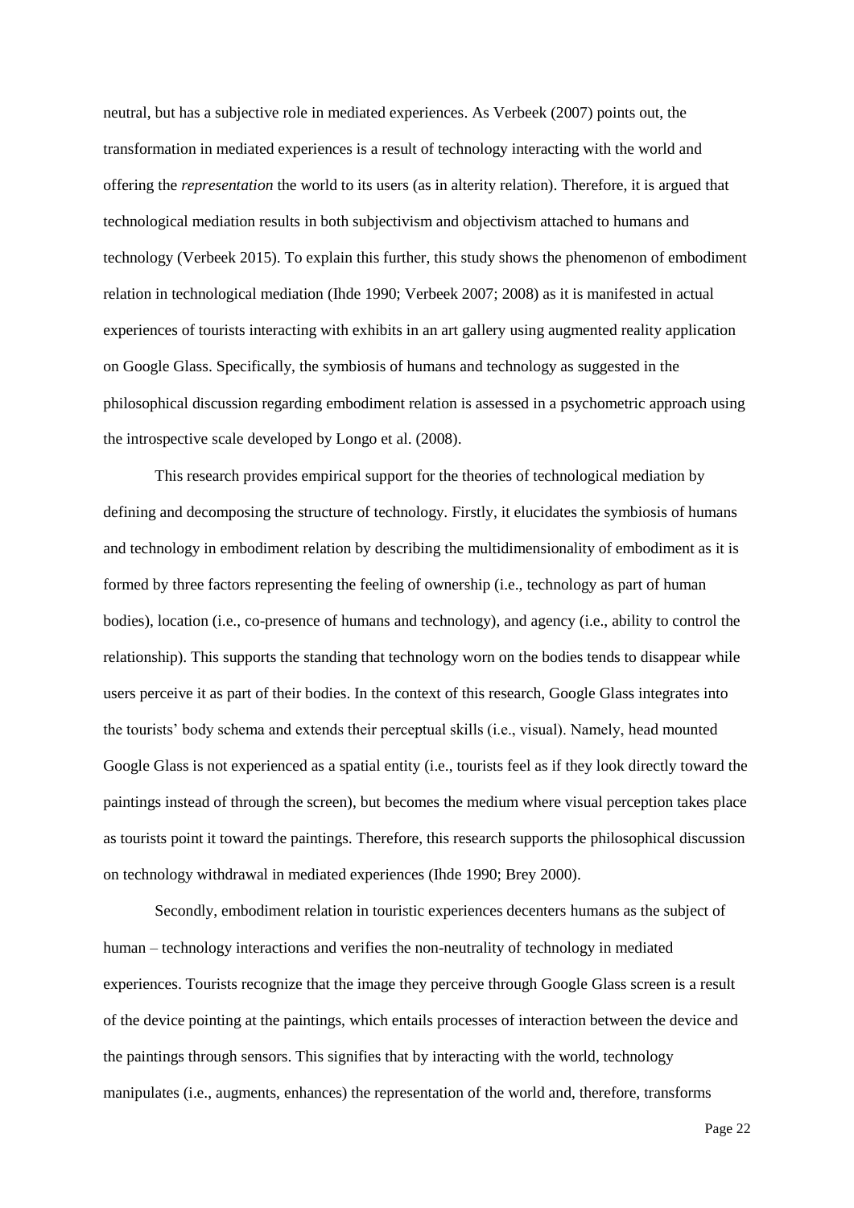neutral, but has a subjective role in mediated experiences. As Verbeek (2007) points out, the transformation in mediated experiences is a result of technology interacting with the world and offering the *representation* the world to its users (as in alterity relation). Therefore, it is argued that technological mediation results in both subjectivism and objectivism attached to humans and technology (Verbeek 2015). To explain this further, this study shows the phenomenon of embodiment relation in technological mediation (Ihde 1990; Verbeek 2007; 2008) as it is manifested in actual experiences of tourists interacting with exhibits in an art gallery using augmented reality application on Google Glass. Specifically, the symbiosis of humans and technology as suggested in the philosophical discussion regarding embodiment relation is assessed in a psychometric approach using the introspective scale developed by Longo et al. (2008).

This research provides empirical support for the theories of technological mediation by defining and decomposing the structure of technology. Firstly, it elucidates the symbiosis of humans and technology in embodiment relation by describing the multidimensionality of embodiment as it is formed by three factors representing the feeling of ownership (i.e., technology as part of human bodies), location (i.e., co-presence of humans and technology), and agency (i.e., ability to control the relationship). This supports the standing that technology worn on the bodies tends to disappear while users perceive it as part of their bodies. In the context of this research, Google Glass integrates into the tourists' body schema and extends their perceptual skills (i.e., visual). Namely, head mounted Google Glass is not experienced as a spatial entity (i.e., tourists feel as if they look directly toward the paintings instead of through the screen), but becomes the medium where visual perception takes place as tourists point it toward the paintings. Therefore, this research supports the philosophical discussion on technology withdrawal in mediated experiences (Ihde 1990; Brey 2000).

Secondly, embodiment relation in touristic experiences decenters humans as the subject of human – technology interactions and verifies the non-neutrality of technology in mediated experiences. Tourists recognize that the image they perceive through Google Glass screen is a result of the device pointing at the paintings, which entails processes of interaction between the device and the paintings through sensors. This signifies that by interacting with the world, technology manipulates (i.e., augments, enhances) the representation of the world and, therefore, transforms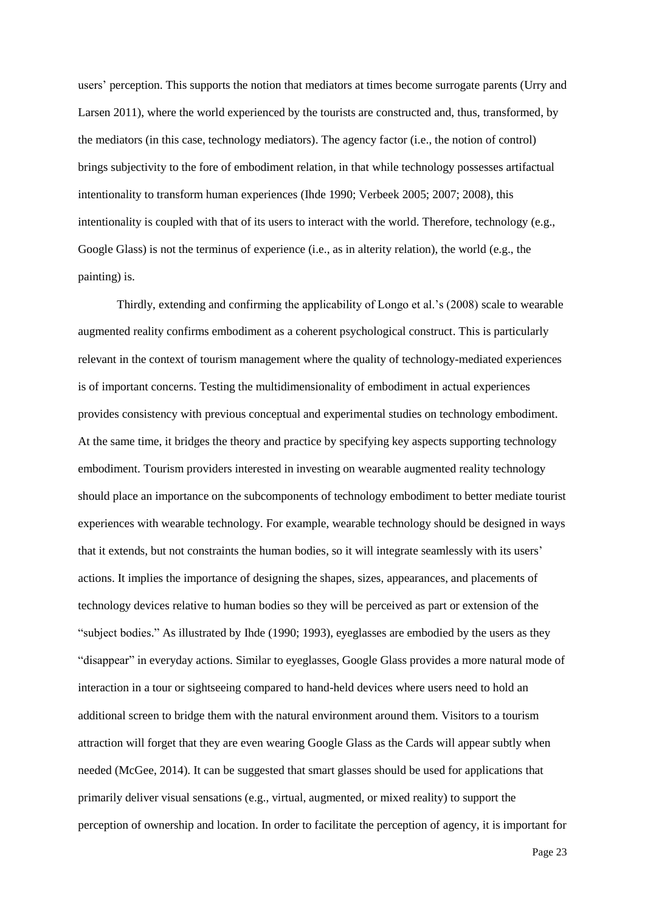users' perception. This supports the notion that mediators at times become surrogate parents (Urry and Larsen 2011), where the world experienced by the tourists are constructed and, thus, transformed, by the mediators (in this case, technology mediators). The agency factor (i.e., the notion of control) brings subjectivity to the fore of embodiment relation, in that while technology possesses artifactual intentionality to transform human experiences (Ihde 1990; Verbeek 2005; 2007; 2008), this intentionality is coupled with that of its users to interact with the world. Therefore, technology (e.g., Google Glass) is not the terminus of experience (i.e., as in alterity relation), the world (e.g., the painting) is.

Thirdly, extending and confirming the applicability of Longo et al.'s (2008) scale to wearable augmented reality confirms embodiment as a coherent psychological construct. This is particularly relevant in the context of tourism management where the quality of technology-mediated experiences is of important concerns. Testing the multidimensionality of embodiment in actual experiences provides consistency with previous conceptual and experimental studies on technology embodiment. At the same time, it bridges the theory and practice by specifying key aspects supporting technology embodiment. Tourism providers interested in investing on wearable augmented reality technology should place an importance on the subcomponents of technology embodiment to better mediate tourist experiences with wearable technology. For example, wearable technology should be designed in ways that it extends, but not constraints the human bodies, so it will integrate seamlessly with its users' actions. It implies the importance of designing the shapes, sizes, appearances, and placements of technology devices relative to human bodies so they will be perceived as part or extension of the "subject bodies." As illustrated by Ihde (1990; 1993), eyeglasses are embodied by the users as they "disappear" in everyday actions. Similar to eyeglasses, Google Glass provides a more natural mode of interaction in a tour or sightseeing compared to hand-held devices where users need to hold an additional screen to bridge them with the natural environment around them. Visitors to a tourism attraction will forget that they are even wearing Google Glass as the Cards will appear subtly when needed (McGee, 2014). It can be suggested that smart glasses should be used for applications that primarily deliver visual sensations (e.g., virtual, augmented, or mixed reality) to support the perception of ownership and location. In order to facilitate the perception of agency, it is important for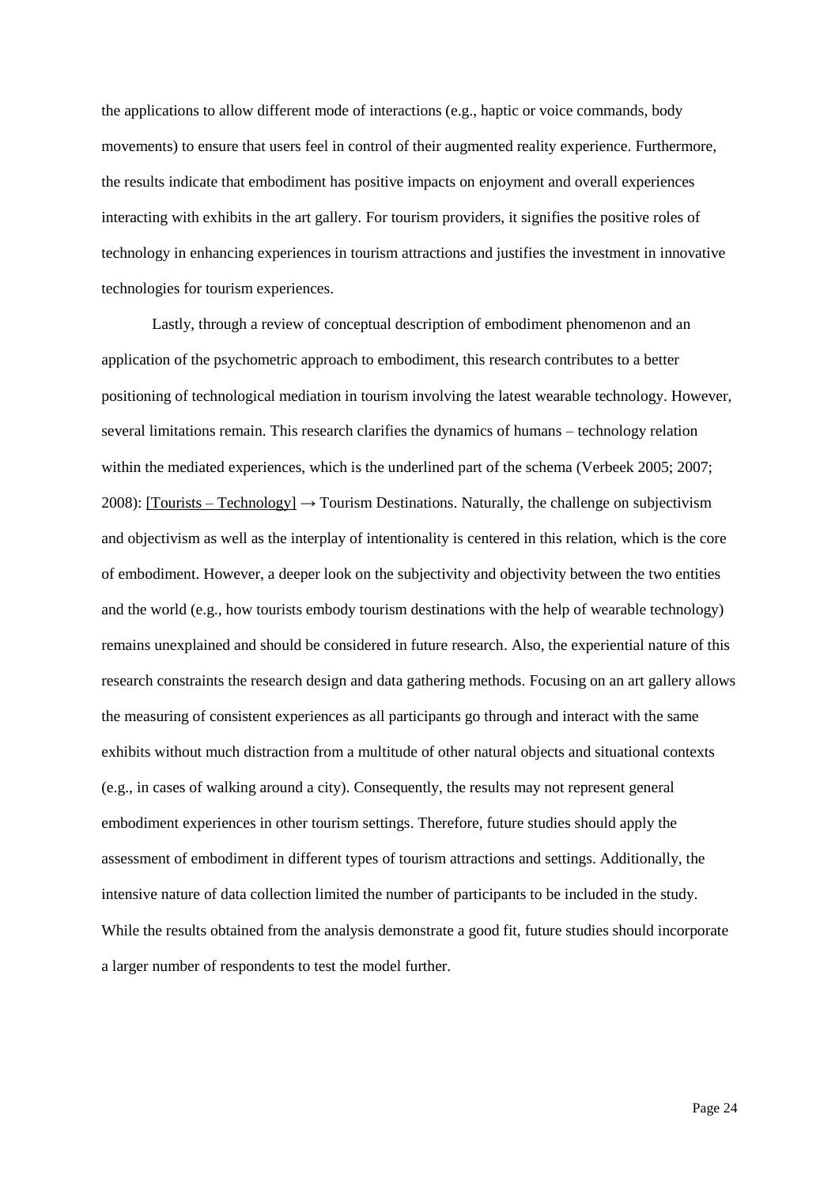the applications to allow different mode of interactions (e.g., haptic or voice commands, body movements) to ensure that users feel in control of their augmented reality experience. Furthermore, the results indicate that embodiment has positive impacts on enjoyment and overall experiences interacting with exhibits in the art gallery. For tourism providers, it signifies the positive roles of technology in enhancing experiences in tourism attractions and justifies the investment in innovative technologies for tourism experiences.

Lastly, through a review of conceptual description of embodiment phenomenon and an application of the psychometric approach to embodiment, this research contributes to a better positioning of technological mediation in tourism involving the latest wearable technology. However, several limitations remain. This research clarifies the dynamics of humans – technology relation within the mediated experiences, which is the underlined part of the schema (Verbeek 2005; 2007; 2008): <u>[Tourists – Technology]</u> → Tourism Destinations. Naturally, the challenge on subjectivism and objectivism as well as the interplay of intentionality is centered in this relation, which is the core of embodiment. However, a deeper look on the subjectivity and objectivity between the two entities and the world (e.g., how tourists embody tourism destinations with the help of wearable technology) remains unexplained and should be considered in future research. Also, the experiential nature of this research constraints the research design and data gathering methods. Focusing on an art gallery allows the measuring of consistent experiences as all participants go through and interact with the same exhibits without much distraction from a multitude of other natural objects and situational contexts (e.g., in cases of walking around a city). Consequently, the results may not represent general embodiment experiences in other tourism settings. Therefore, future studies should apply the assessment of embodiment in different types of tourism attractions and settings. Additionally, the intensive nature of data collection limited the number of participants to be included in the study. While the results obtained from the analysis demonstrate a good fit, future studies should incorporate a larger number of respondents to test the model further.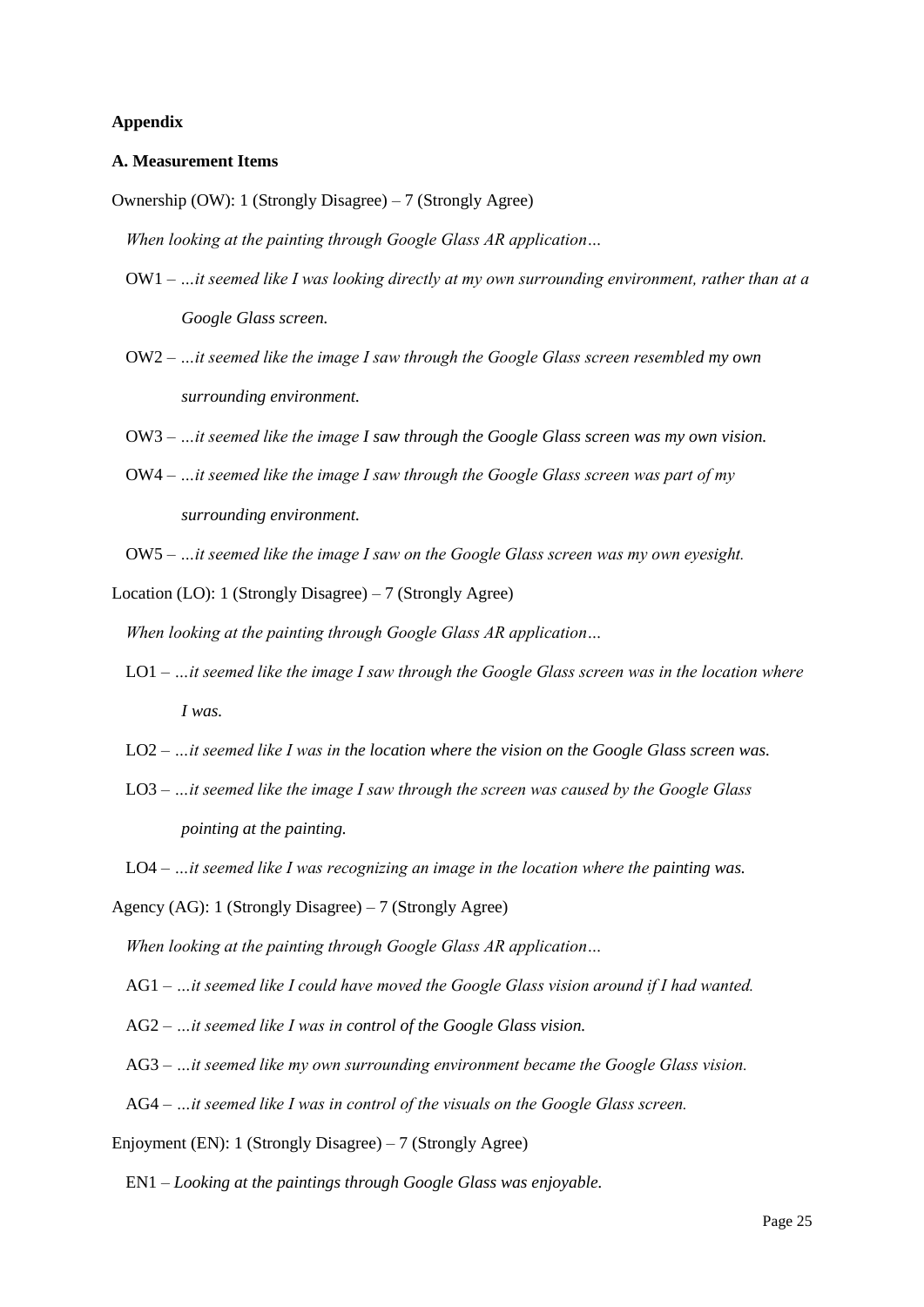**Appendix**

**A. Measurement Items**

Ownership (OW): 1 (Strongly Disagree) – 7 (Strongly Agree)

*When looking at the painting through Google Glass AR application…*

OW1 – *…it seemed like I was looking directly at my own surrounding environment, rather than at a Google Glass screen.*

OW2 – *…it seemed like the image I saw through the Google Glass screen resembled my own surrounding environment.*

OW3 – *…it seemed like the image I saw through the Google Glass screen was my own vision.*

OW4 – *…it seemed like the image I saw through the Google Glass screen was part of my surrounding environment.*

OW5 – *…it seemed like the image I saw on the Google Glass screen was my own eyesight.*

Location (LO): 1 (Strongly Disagree) – 7 (Strongly Agree)

*When looking at the painting through Google Glass AR application…*

LO1 – *…it seemed like the image I saw through the Google Glass screen was in the location where I was.*

LO2 – *…it seemed like I was in the location where the vision on the Google Glass screen was.*

LO3 – *…it seemed like the image I saw through the screen was caused by the Google Glass pointing at the painting.*

LO4 – *…it seemed like I was recognizing an image in the location where the painting was.*

Agency (AG): 1 (Strongly Disagree) – 7 (Strongly Agree)

*When looking at the painting through Google Glass AR application…*

AG1 – *…it seemed like I could have moved the Google Glass vision around if I had wanted.*

AG2 – *…it seemed like I was in control of the Google Glass vision.*

AG3 – *…it seemed like my own surrounding environment became the Google Glass vision.*

AG4 – *…it seemed like I was in control of the visuals on the Google Glass screen.*

Enjoyment (EN): 1 (Strongly Disagree) – 7 (Strongly Agree)

EN1 – *Looking at the paintings through Google Glass was enjoyable.*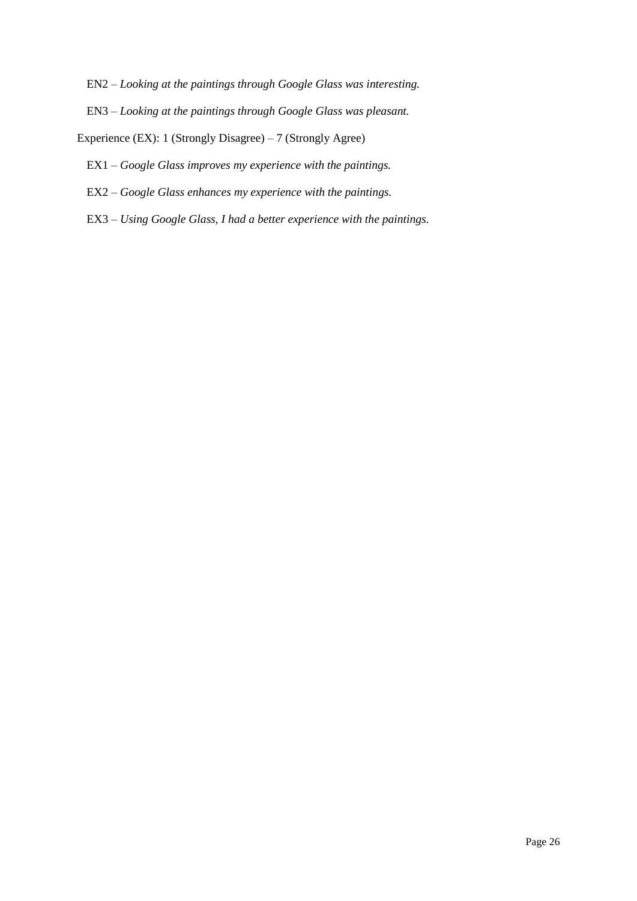EN2 – *Looking at the paintings through Google Glass was interesting.*

EN3 – *Looking at the paintings through Google Glass was pleasant.*

Experience (EX): 1 (Strongly Disagree) – 7 (Strongly Agree)

EX1 – *Google Glass improves my experience with the paintings.*

EX2 – *Google Glass enhances my experience with the paintings.*

EX3 – *Using Google Glass, I had a better experience with the paintings.*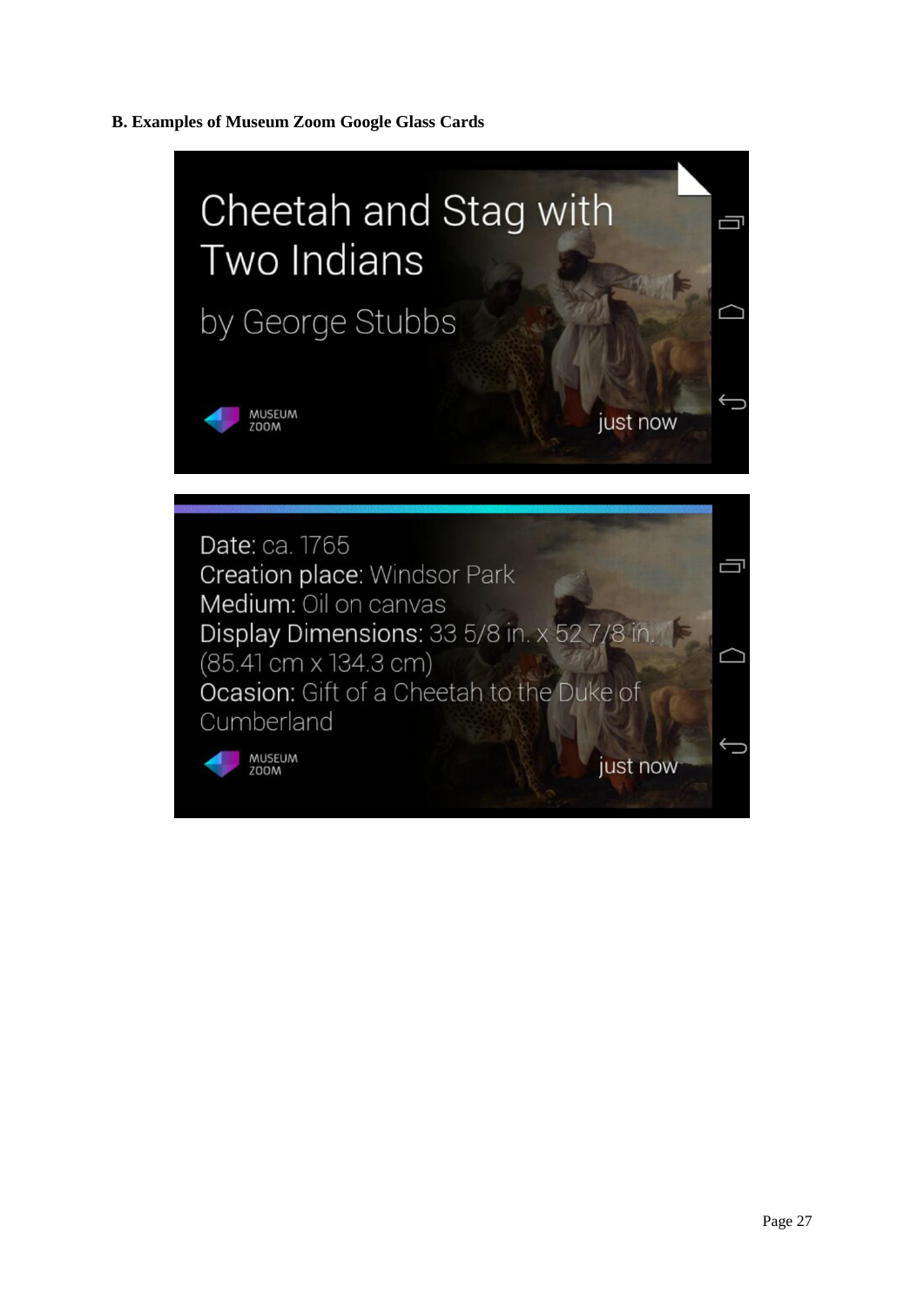**B. Examples of Museum Zoom Google Glass Cards**

Cheetah and Stag with Two Indians

by George Stubbs

MUSEUM ZOOM

just now

Date: ca. 1765
Creation place: Windsor Park
Medium: Oil on canvas
Display Dimensions: 33 5/8 in. x 52 7/8 in. (85.41 cm x 134.3 cm)
Ocasion: Gift of a Cheetah to the Duke of Cumberland

MUSEUM ZOOM

just now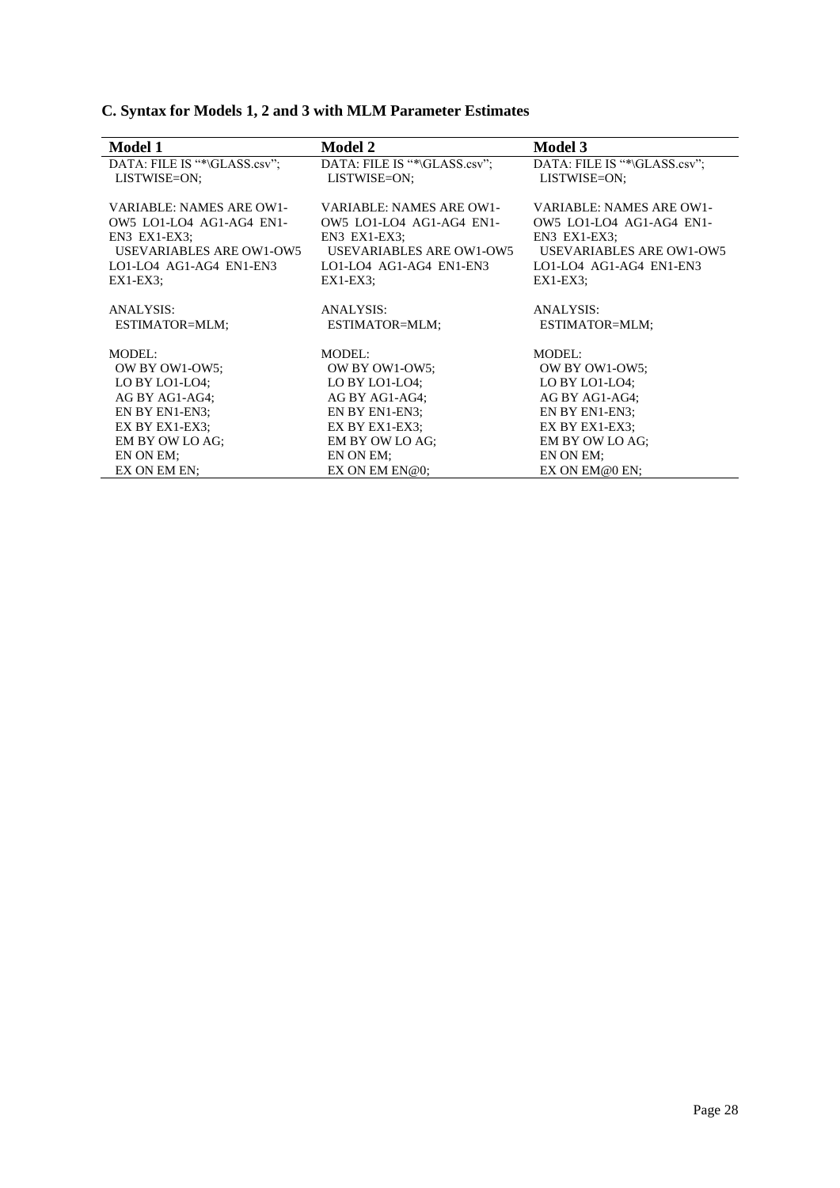### C. Syntax for Models 1, 2 and 3 with MLM Parameter Estimates

| Model 1 | Model 2 | Model 3 |
|---|---|---|
| DATA: FILE IS "*\GLASS.csv"; LISTWISE=ON; | DATA: FILE IS "*\GLASS.csv"; LISTWISE=ON; | DATA: FILE IS "*\GLASS.csv"; LISTWISE=ON; |
| VARIABLE: NAMES ARE OW1-OW5 LO1-LO4 AG1-AG4 EN1-EN3 EX1-EX3; USEVARIABLES ARE OW1-OW5 LO1-LO4 AG1-AG4 EN1-EN3 EX1-EX3; | VARIABLE: NAMES ARE OW1-OW5 LO1-LO4 AG1-AG4 EN1-EN3 EX1-EX3; USEVARIABLES ARE OW1-OW5 LO1-LO4 AG1-AG4 EN1-EN3 EX1-EX3; | VARIABLE: NAMES ARE OW1-OW5 LO1-LO4 AG1-AG4 EN1-EN3 EX1-EX3; USEVARIABLES ARE OW1-OW5 LO1-LO4 AG1-AG4 EN1-EN3 EX1-EX3; |
| ANALYSIS: ESTIMATOR=MLM; | ANALYSIS: ESTIMATOR=MLM; | ANALYSIS: ESTIMATOR=MLM; |
| MODEL: OW BY OW1-OW5; LO BY LO1-LO4; AG BY AG1-AG4; EN BY EN1-EN3; EX BY EX1-EX3; EM BY OW LO AG; EN ON EM; EX ON EM EN; | MODEL: OW BY OW1-OW5; LO BY LO1-LO4; AG BY AG1-AG4; EN BY EN1-EN3; EX BY EX1-EX3; EM BY OW LO AG; EN ON EM; EX ON EM EN@0; | MODEL: OW BY OW1-OW5; LO BY LO1-LO4; AG BY AG1-AG4; EN BY EN1-EN3; EX BY EX1-EX3; EM BY OW LO AG; EN ON EM; EX ON EM@0 EN; |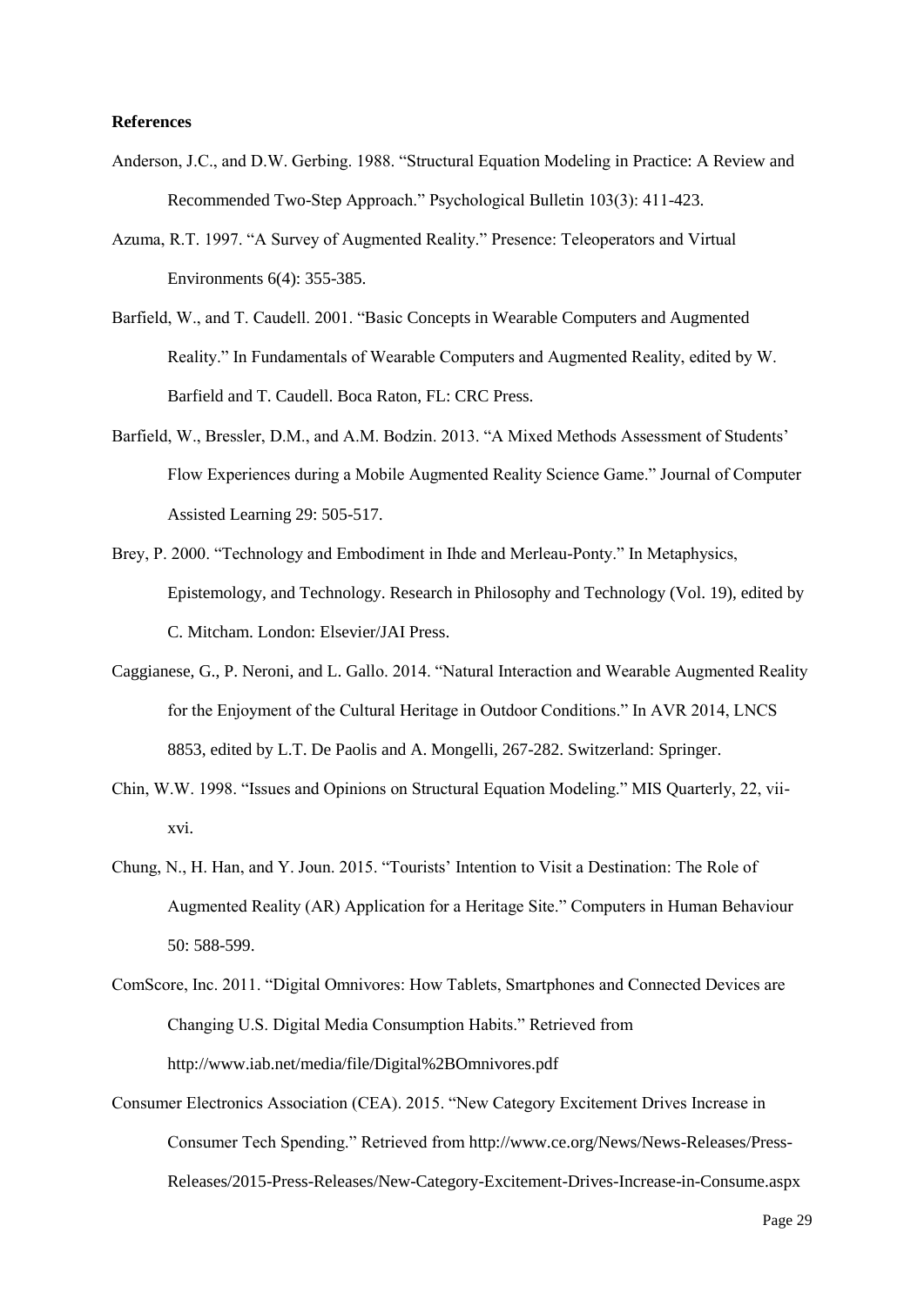**References**

Anderson, J.C., and D.W. Gerbing. 1988. "Structural Equation Modeling in Practice: A Review and Recommended Two-Step Approach." Psychological Bulletin 103(3): 411-423.

Azuma, R.T. 1997. "A Survey of Augmented Reality." Presence: Teleoperators and Virtual Environments 6(4): 355-385.

Barfield, W., and T. Caudell. 2001. "Basic Concepts in Wearable Computers and Augmented Reality." In Fundamentals of Wearable Computers and Augmented Reality, edited by W. Barfield and T. Caudell. Boca Raton, FL: CRC Press.

Barfield, W., Bressler, D.M., and A.M. Bodzin. 2013. "A Mixed Methods Assessment of Students' Flow Experiences during a Mobile Augmented Reality Science Game." Journal of Computer Assisted Learning 29: 505-517.

Brey, P. 2000. "Technology and Embodiment in Ihde and Merleau-Ponty." In Metaphysics, Epistemology, and Technology. Research in Philosophy and Technology (Vol. 19), edited by C. Mitcham. London: Elsevier/JAI Press.

Caggianese, G., P. Neroni, and L. Gallo. 2014. "Natural Interaction and Wearable Augmented Reality for the Enjoyment of the Cultural Heritage in Outdoor Conditions." In AVR 2014, LNCS 8853, edited by L.T. De Paolis and A. Mongelli, 267-282. Switzerland: Springer.

Chin, W.W. 1998. "Issues and Opinions on Structural Equation Modeling." MIS Quarterly, 22, vii-xvi.

Chung, N., H. Han, and Y. Joun. 2015. "Tourists' Intention to Visit a Destination: The Role of Augmented Reality (AR) Application for a Heritage Site." Computers in Human Behaviour 50: 588-599.

ComScore, Inc. 2011. "Digital Omnivores: How Tablets, Smartphones and Connected Devices are Changing U.S. Digital Media Consumption Habits." Retrieved from http://www.iab.net/media/file/Digital%2BOmnivores.pdf

Consumer Electronics Association (CEA). 2015. "New Category Excitement Drives Increase in Consumer Tech Spending." Retrieved from http://www.ce.org/News/News-Releases/Press-Releases/2015-Press-Releases/New-Category-Excitement-Drives-Increase-in-Consume.aspx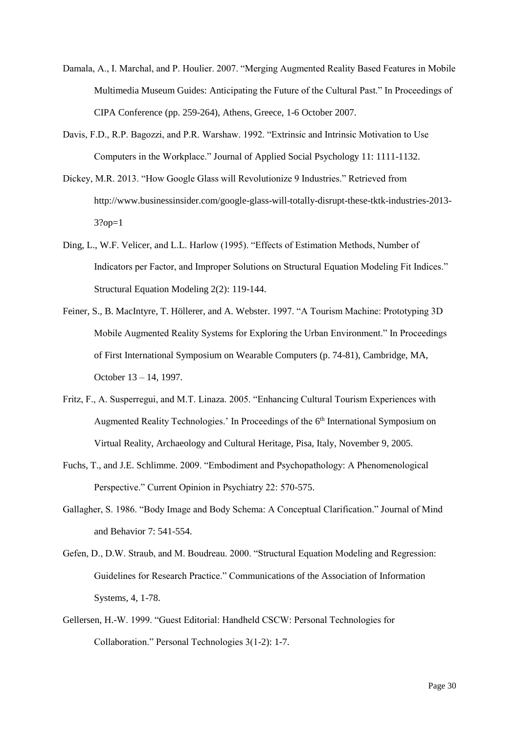Damala, A., I. Marchal, and P. Houlier. 2007. "Merging Augmented Reality Based Features in Mobile Multimedia Museum Guides: Anticipating the Future of the Cultural Past." In Proceedings of CIPA Conference (pp. 259-264), Athens, Greece, 1-6 October 2007.

Davis, F.D., R.P. Bagozzi, and P.R. Warshaw. 1992. "Extrinsic and Intrinsic Motivation to Use Computers in the Workplace." Journal of Applied Social Psychology 11: 1111-1132.

Dickey, M.R. 2013. "How Google Glass will Revolutionize 9 Industries." Retrieved from http://www.businessinsider.com/google-glass-will-totally-disrupt-these-tktk-industries-2013-3?op=1

Ding, L., W.F. Velicer, and L.L. Harlow (1995). "Effects of Estimation Methods, Number of Indicators per Factor, and Improper Solutions on Structural Equation Modeling Fit Indices." Structural Equation Modeling 2(2): 119-144.

Feiner, S., B. MacIntyre, T. Höllerer, and A. Webster. 1997. "A Tourism Machine: Prototyping 3D Mobile Augmented Reality Systems for Exploring the Urban Environment." In Proceedings of First International Symposium on Wearable Computers (p. 74-81), Cambridge, MA, October 13 – 14, 1997.

Fritz, F., A. Susperregui, and M.T. Linaza. 2005. "Enhancing Cultural Tourism Experiences with Augmented Reality Technologies.' In Proceedings of the 6th International Symposium on Virtual Reality, Archaeology and Cultural Heritage, Pisa, Italy, November 9, 2005.

Fuchs, T., and J.E. Schlimme. 2009. "Embodiment and Psychopathology: A Phenomenological Perspective." Current Opinion in Psychiatry 22: 570-575.

Gallagher, S. 1986. "Body Image and Body Schema: A Conceptual Clarification." Journal of Mind and Behavior 7: 541-554.

Gefen, D., D.W. Straub, and M. Boudreau. 2000. "Structural Equation Modeling and Regression: Guidelines for Research Practice." Communications of the Association of Information Systems, 4, 1-78.

Gellersen, H.-W. 1999. "Guest Editorial: Handheld CSCW: Personal Technologies for Collaboration." Personal Technologies 3(1-2): 1-7.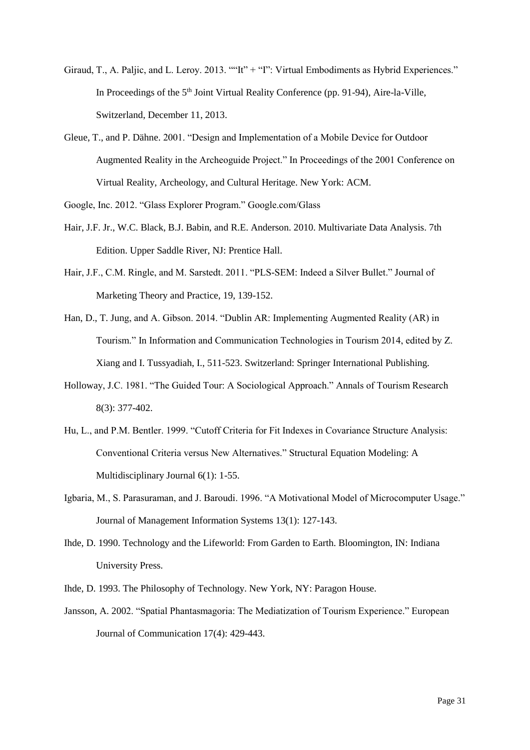Giraud, T., A. Paljic, and L. Leroy. 2013. "“It” + “I”: Virtual Embodiments as Hybrid Experiences." In Proceedings of the 5th Joint Virtual Reality Conference (pp. 91-94), Aire-la-Ville, Switzerland, December 11, 2013.

Gleue, T., and P. Dähne. 2001. “Design and Implementation of a Mobile Device for Outdoor Augmented Reality in the Archeoguide Project.” In Proceedings of the 2001 Conference on Virtual Reality, Archeology, and Cultural Heritage. New York: ACM.

Google, Inc. 2012. “Glass Explorer Program.” Google.com/Glass

Hair, J.F. Jr., W.C. Black, B.J. Babin, and R.E. Anderson. 2010. Multivariate Data Analysis. 7th Edition. Upper Saddle River, NJ: Prentice Hall.

Hair, J.F., C.M. Ringle, and M. Sarstedt. 2011. “PLS-SEM: Indeed a Silver Bullet.” Journal of Marketing Theory and Practice, 19, 139-152.

Han, D., T. Jung, and A. Gibson. 2014. “Dublin AR: Implementing Augmented Reality (AR) in Tourism.” In Information and Communication Technologies in Tourism 2014, edited by Z. Xiang and I. Tussyadiah, I., 511-523. Switzerland: Springer International Publishing.

Holloway, J.C. 1981. “The Guided Tour: A Sociological Approach.” Annals of Tourism Research 8(3): 377-402.

Hu, L., and P.M. Bentler. 1999. “Cutoff Criteria for Fit Indexes in Covariance Structure Analysis: Conventional Criteria versus New Alternatives.” Structural Equation Modeling: A Multidisciplinary Journal 6(1): 1-55.

Igbaria, M., S. Parasuraman, and J. Baroudi. 1996. “A Motivational Model of Microcomputer Usage.” Journal of Management Information Systems 13(1): 127-143.

Ihde, D. 1990. Technology and the Lifeworld: From Garden to Earth. Bloomington, IN: Indiana University Press.

Ihde, D. 1993. The Philosophy of Technology. New York, NY: Paragon House.

Jansson, A. 2002. “Spatial Phantasmagoria: The Mediatization of Tourism Experience.” European Journal of Communication 17(4): 429-443.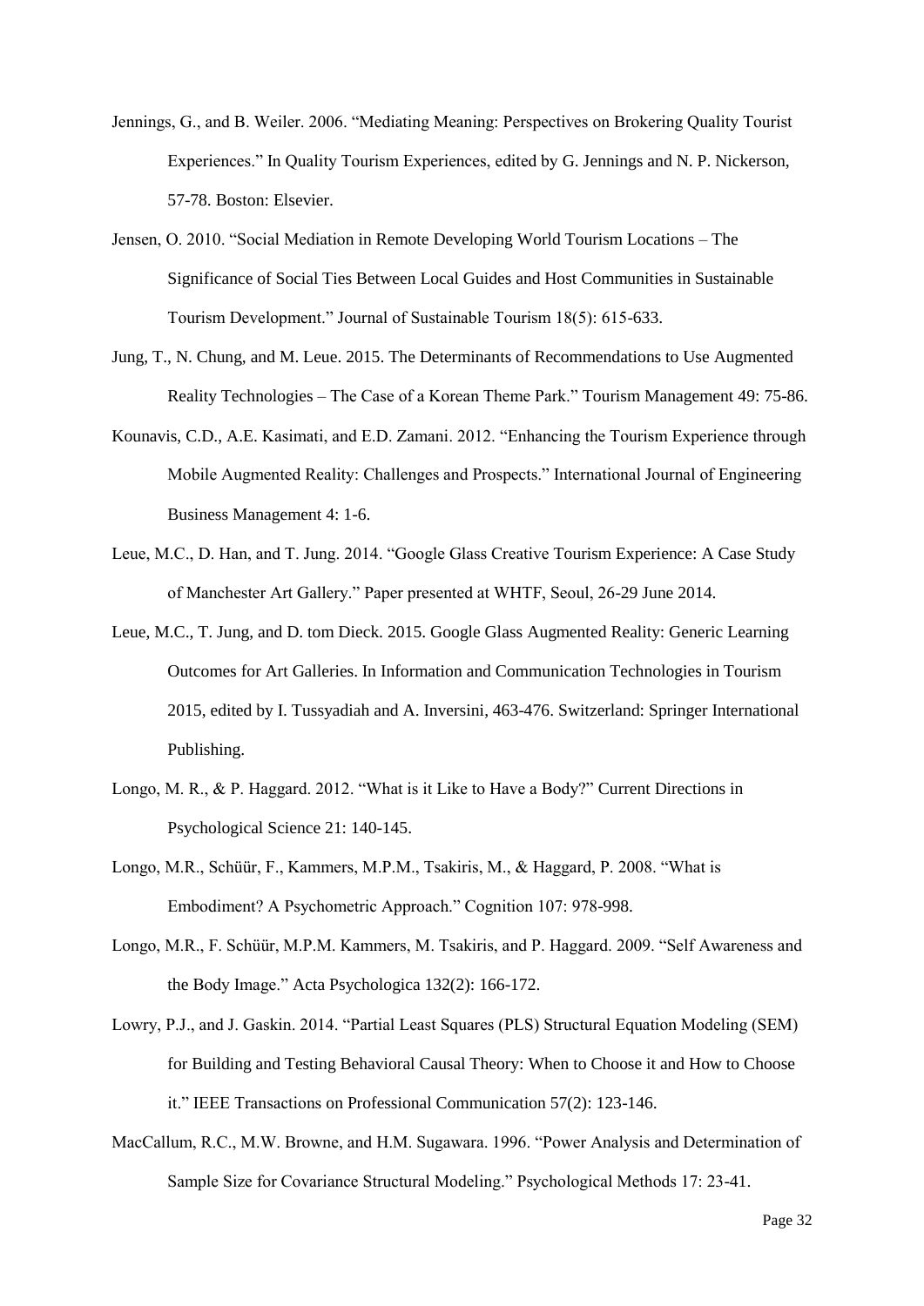Jennings, G., and B. Weiler. 2006. "Mediating Meaning: Perspectives on Brokering Quality Tourist Experiences." In Quality Tourism Experiences, edited by G. Jennings and N. P. Nickerson, 57-78. Boston: Elsevier.

Jensen, O. 2010. "Social Mediation in Remote Developing World Tourism Locations – The Significance of Social Ties Between Local Guides and Host Communities in Sustainable Tourism Development." Journal of Sustainable Tourism 18(5): 615-633.

Jung, T., N. Chung, and M. Leue. 2015. The Determinants of Recommendations to Use Augmented Reality Technologies – The Case of a Korean Theme Park." Tourism Management 49: 75-86.

Kounavis, C.D., A.E. Kasimati, and E.D. Zamani. 2012. "Enhancing the Tourism Experience through Mobile Augmented Reality: Challenges and Prospects." International Journal of Engineering Business Management 4: 1-6.

Leue, M.C., D. Han, and T. Jung. 2014. "Google Glass Creative Tourism Experience: A Case Study of Manchester Art Gallery." Paper presented at WHTF, Seoul, 26-29 June 2014.

Leue, M.C., T. Jung, and D. tom Dieck. 2015. Google Glass Augmented Reality: Generic Learning Outcomes for Art Galleries. In Information and Communication Technologies in Tourism 2015, edited by I. Tussyadiah and A. Inversini, 463-476. Switzerland: Springer International Publishing.

Longo, M. R., & P. Haggard. 2012. "What is it Like to Have a Body?" Current Directions in Psychological Science 21: 140-145.

Longo, M.R., Schüür, F., Kammers, M.P.M., Tsakiris, M., & Haggard, P. 2008. "What is Embodiment? A Psychometric Approach." Cognition 107: 978-998.

Longo, M.R., F. Schüür, M.P.M. Kammers, M. Tsakiris, and P. Haggard. 2009. "Self Awareness and the Body Image." Acta Psychologica 132(2): 166-172.

Lowry, P.J., and J. Gaskin. 2014. "Partial Least Squares (PLS) Structural Equation Modeling (SEM) for Building and Testing Behavioral Causal Theory: When to Choose it and How to Choose it." IEEE Transactions on Professional Communication 57(2): 123-146.

MacCallum, R.C., M.W. Browne, and H.M. Sugawara. 1996. "Power Analysis and Determination of Sample Size for Covariance Structural Modeling." Psychological Methods 17: 23-41.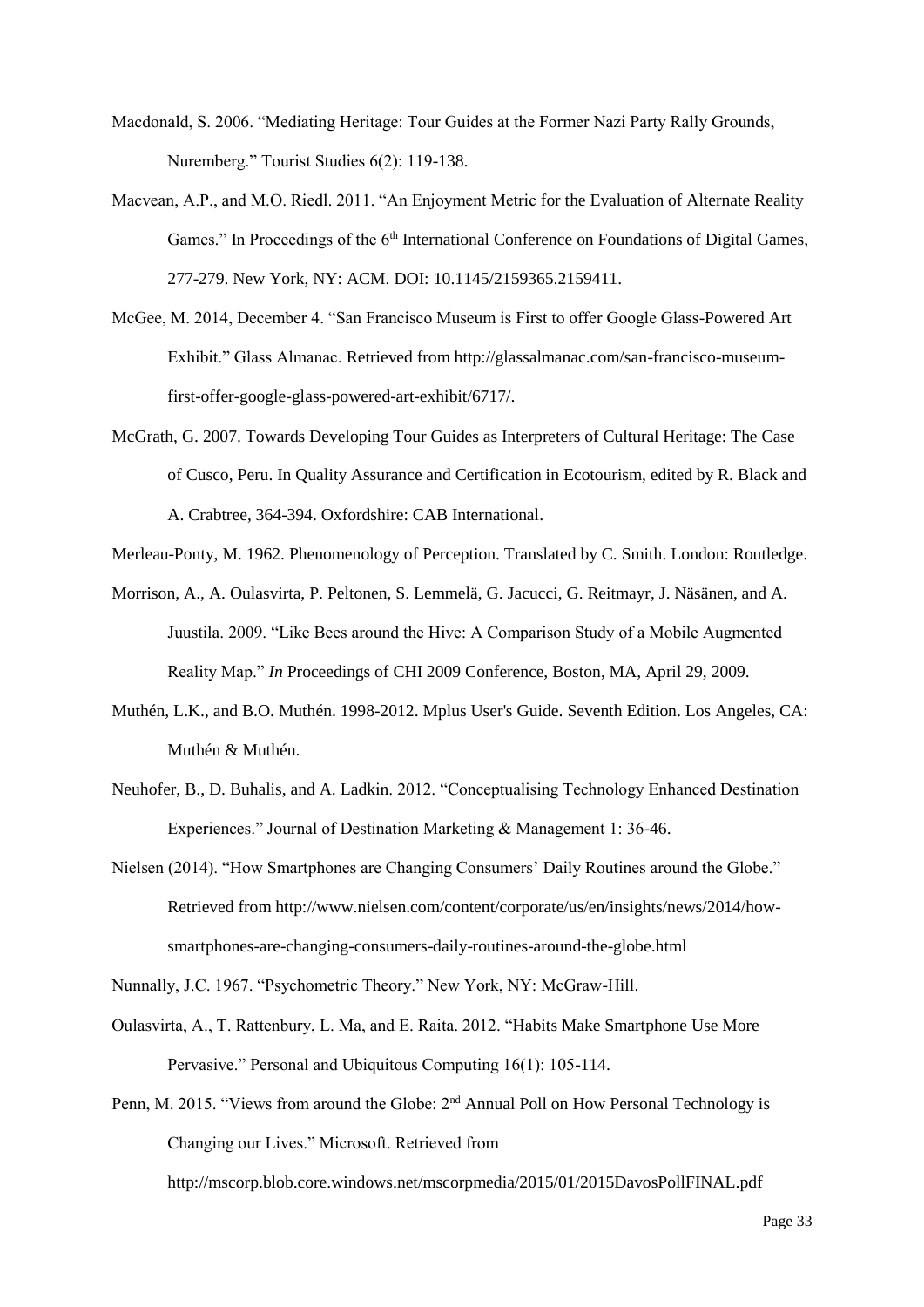Macdonald, S. 2006. "Mediating Heritage: Tour Guides at the Former Nazi Party Rally Grounds, Nuremberg." Tourist Studies 6(2): 119-138.

Macvean, A.P., and M.O. Riedl. 2011. "An Enjoyment Metric for the Evaluation of Alternate Reality Games." In Proceedings of the 6th International Conference on Foundations of Digital Games, 277-279. New York, NY: ACM. DOI: 10.1145/2159365.2159411.

McGee, M. 2014, December 4. "San Francisco Museum is First to offer Google Glass-Powered Art Exhibit." Glass Almanac. Retrieved from http://glassalmanac.com/san-francisco-museum-first-offer-google-glass-powered-art-exhibit/6717/.

McGrath, G. 2007. Towards Developing Tour Guides as Interpreters of Cultural Heritage: The Case of Cusco, Peru. In Quality Assurance and Certification in Ecotourism, edited by R. Black and A. Crabtree, 364-394. Oxfordshire: CAB International.

Merleau-Ponty, M. 1962. Phenomenology of Perception. Translated by C. Smith. London: Routledge.

Morrison, A., A. Oulasvirta, P. Peltonen, S. Lemmelä, G. Jacucci, G. Reitmayr, J. Näsänen, and A. Juustila. 2009. "Like Bees around the Hive: A Comparison Study of a Mobile Augmented Reality Map." *In* Proceedings of CHI 2009 Conference, Boston, MA, April 29, 2009.

Muthén, L.K., and B.O. Muthén. 1998-2012. Mplus User's Guide. Seventh Edition. Los Angeles, CA: Muthén & Muthén.

Neuhofer, B., D. Buhalis, and A. Ladkin. 2012. "Conceptualising Technology Enhanced Destination Experiences." Journal of Destination Marketing & Management 1: 36-46.

Nielsen (2014). "How Smartphones are Changing Consumers' Daily Routines around the Globe." Retrieved from http://www.nielsen.com/content/corporate/us/en/insights/news/2014/how-smartphones-are-changing-consumers-daily-routines-around-the-globe.html

Nunnally, J.C. 1967. "Psychometric Theory." New York, NY: McGraw-Hill.

Oulasvirta, A., T. Rattenbury, L. Ma, and E. Raita. 2012. "Habits Make Smartphone Use More Pervasive." Personal and Ubiquitous Computing 16(1): 105-114.

Penn, M. 2015. "Views from around the Globe: 2nd Annual Poll on How Personal Technology is Changing our Lives." Microsoft. Retrieved from http://mscorp.blob.core.windows.net/mscorpmedia/2015/01/2015DavosPollFINAL.pdf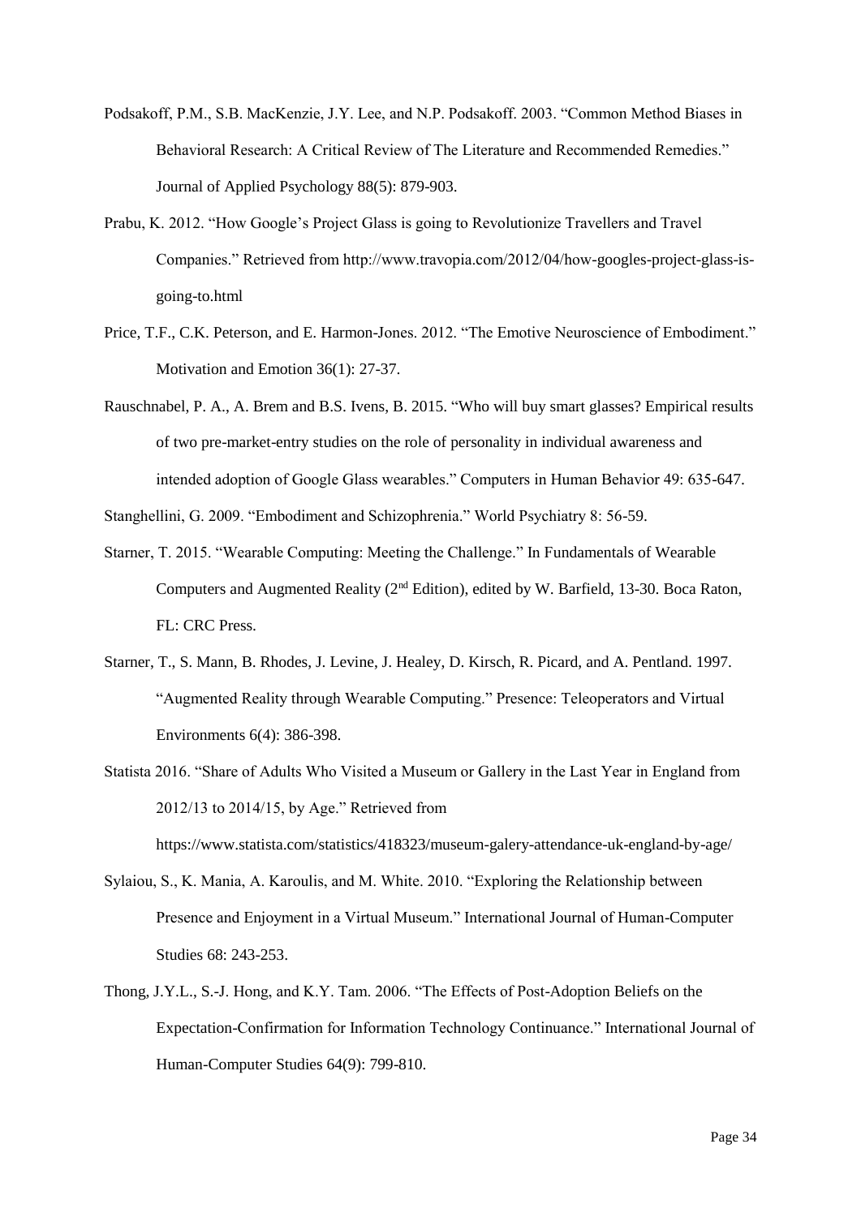Podsakoff, P.M., S.B. MacKenzie, J.Y. Lee, and N.P. Podsakoff. 2003. "Common Method Biases in Behavioral Research: A Critical Review of The Literature and Recommended Remedies." Journal of Applied Psychology 88(5): 879-903.

Prabu, K. 2012. "How Google's Project Glass is going to Revolutionize Travellers and Travel Companies." Retrieved from http://www.travopia.com/2012/04/how-googles-project-glass-is-going-to.html

Price, T.F., C.K. Peterson, and E. Harmon-Jones. 2012. "The Emotive Neuroscience of Embodiment." Motivation and Emotion 36(1): 27-37.

Rauschnabel, P. A., A. Brem and B.S. Ivens, B. 2015. "Who will buy smart glasses? Empirical results of two pre-market-entry studies on the role of personality in individual awareness and intended adoption of Google Glass wearables." Computers in Human Behavior 49: 635-647.

Stanghellini, G. 2009. "Embodiment and Schizophrenia." World Psychiatry 8: 56-59.

Starner, T. 2015. "Wearable Computing: Meeting the Challenge." In Fundamentals of Wearable Computers and Augmented Reality (2nd Edition), edited by W. Barfield, 13-30. Boca Raton, FL: CRC Press.

Starner, T., S. Mann, B. Rhodes, J. Levine, J. Healey, D. Kirsch, R. Picard, and A. Pentland. 1997. "Augmented Reality through Wearable Computing." Presence: Teleoperators and Virtual Environments 6(4): 386-398.

Statista 2016. "Share of Adults Who Visited a Museum or Gallery in the Last Year in England from 2012/13 to 2014/15, by Age." Retrieved from https://www.statista.com/statistics/418323/museum-galery-attendance-uk-england-by-age/

Sylaiou, S., K. Mania, A. Karoulis, and M. White. 2010. "Exploring the Relationship between Presence and Enjoyment in a Virtual Museum." International Journal of Human-Computer Studies 68: 243-253.

Thong, J.Y.L., S.-J. Hong, and K.Y. Tam. 2006. "The Effects of Post-Adoption Beliefs on the Expectation-Confirmation for Information Technology Continuance." International Journal of Human-Computer Studies 64(9): 799-810.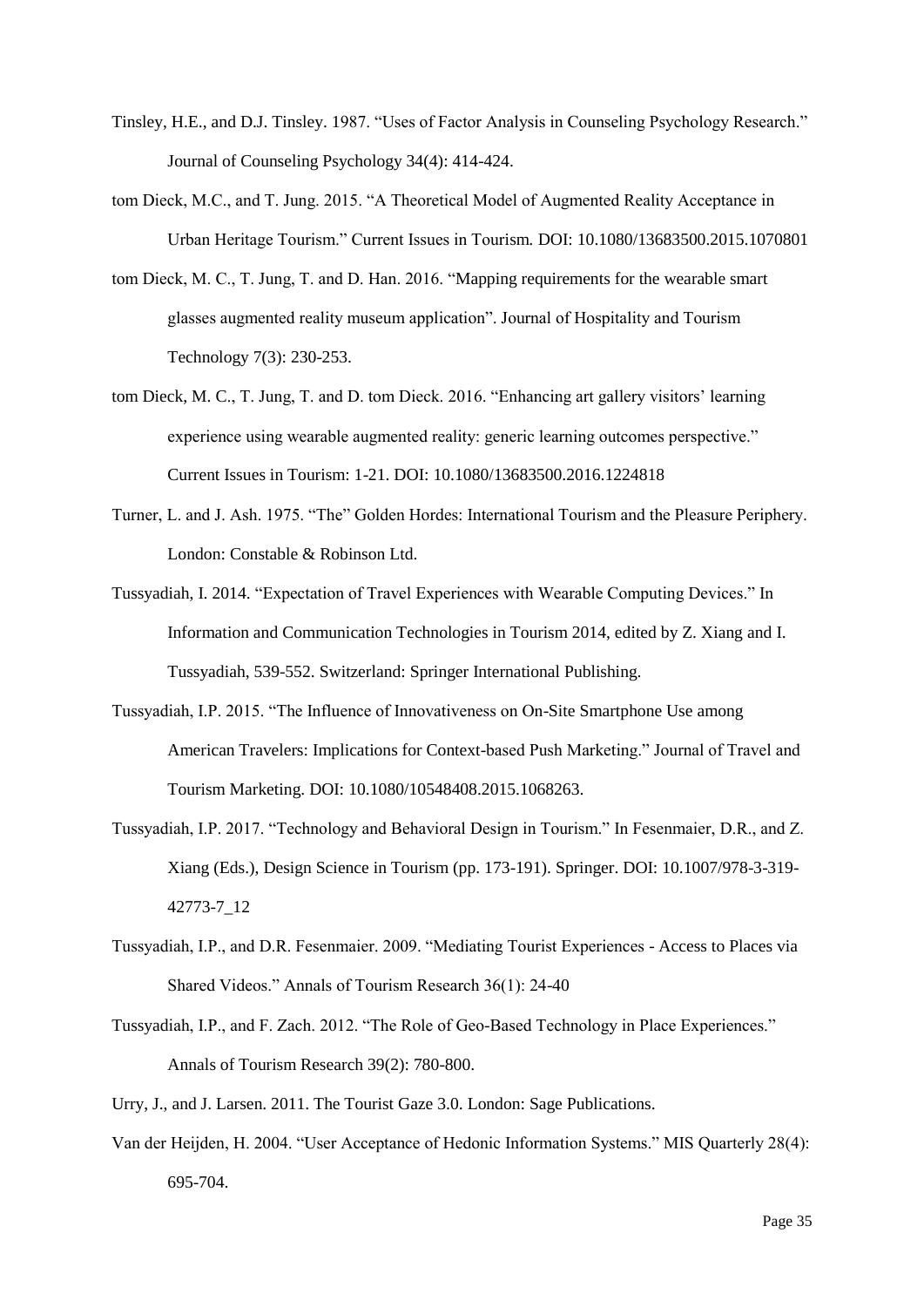Tinsley, H.E., and D.J. Tinsley. 1987. “Uses of Factor Analysis in Counseling Psychology Research.” Journal of Counseling Psychology 34(4): 414-424.

tom Dieck, M.C., and T. Jung. 2015. “A Theoretical Model of Augmented Reality Acceptance in Urban Heritage Tourism.” Current Issues in Tourism. DOI: 10.1080/13683500.2015.1070801

tom Dieck, M. C., T. Jung, T. and D. Han. 2016. “Mapping requirements for the wearable smart glasses augmented reality museum application”. Journal of Hospitality and Tourism Technology 7(3): 230-253.

tom Dieck, M. C., T. Jung, T. and D. tom Dieck. 2016. “Enhancing art gallery visitors’ learning experience using wearable augmented reality: generic learning outcomes perspective.” Current Issues in Tourism: 1-21. DOI: 10.1080/13683500.2016.1224818

Turner, L. and J. Ash. 1975. “The” Golden Hordes: International Tourism and the Pleasure Periphery. London: Constable & Robinson Ltd.

Tussyadiah, I. 2014. “Expectation of Travel Experiences with Wearable Computing Devices.” In Information and Communication Technologies in Tourism 2014, edited by Z. Xiang and I. Tussyadiah, 539-552. Switzerland: Springer International Publishing.

Tussyadiah, I.P. 2015. “The Influence of Innovativeness on On-Site Smartphone Use among American Travelers: Implications for Context-based Push Marketing.” Journal of Travel and Tourism Marketing. DOI: 10.1080/10548408.2015.1068263.

Tussyadiah, I.P. 2017. “Technology and Behavioral Design in Tourism.” In Fesenmaier, D.R., and Z. Xiang (Eds.), Design Science in Tourism (pp. 173-191). Springer. DOI: 10.1007/978-3-319-42773-7_12

Tussyadiah, I.P., and D.R. Fesenmaier. 2009. “Mediating Tourist Experiences - Access to Places via Shared Videos.” Annals of Tourism Research 36(1): 24-40

Tussyadiah, I.P., and F. Zach. 2012. “The Role of Geo-Based Technology in Place Experiences.” Annals of Tourism Research 39(2): 780-800.

Urry, J., and J. Larsen. 2011. The Tourist Gaze 3.0. London: Sage Publications.

Van der Heijden, H. 2004. “User Acceptance of Hedonic Information Systems.” MIS Quarterly 28(4): 695-704.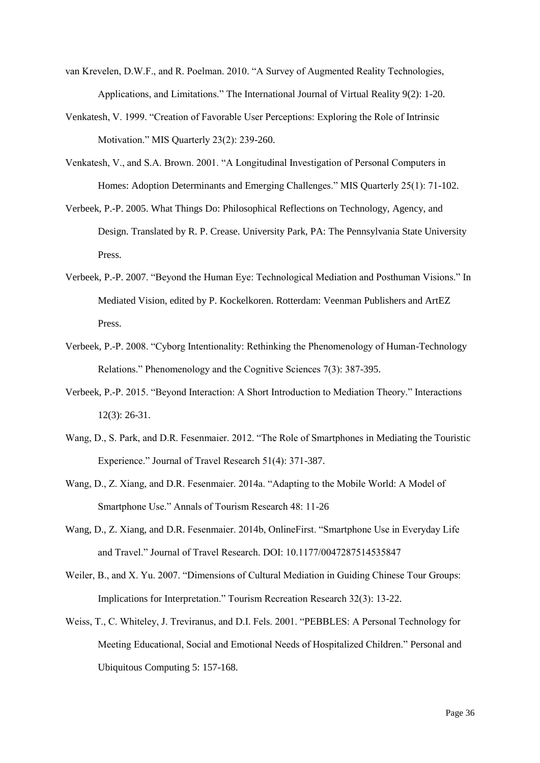van Krevelen, D.W.F., and R. Poelman. 2010. "A Survey of Augmented Reality Technologies, Applications, and Limitations." The International Journal of Virtual Reality 9(2): 1-20.

Venkatesh, V. 1999. "Creation of Favorable User Perceptions: Exploring the Role of Intrinsic Motivation." MIS Quarterly 23(2): 239-260.

Venkatesh, V., and S.A. Brown. 2001. "A Longitudinal Investigation of Personal Computers in Homes: Adoption Determinants and Emerging Challenges." MIS Quarterly 25(1): 71-102.

Verbeek, P.-P. 2005. What Things Do: Philosophical Reflections on Technology, Agency, and Design. Translated by R. P. Crease. University Park, PA: The Pennsylvania State University Press.

Verbeek, P.-P. 2007. "Beyond the Human Eye: Technological Mediation and Posthuman Visions." In Mediated Vision, edited by P. Kockelkoren. Rotterdam: Veenman Publishers and ArtEZ Press.

Verbeek, P.-P. 2008. "Cyborg Intentionality: Rethinking the Phenomenology of Human-Technology Relations." Phenomenology and the Cognitive Sciences 7(3): 387-395.

Verbeek, P.-P. 2015. "Beyond Interaction: A Short Introduction to Mediation Theory." Interactions 12(3): 26-31.

Wang, D., S. Park, and D.R. Fesenmaier. 2012. "The Role of Smartphones in Mediating the Touristic Experience." Journal of Travel Research 51(4): 371-387.

Wang, D., Z. Xiang, and D.R. Fesenmaier. 2014a. "Adapting to the Mobile World: A Model of Smartphone Use." Annals of Tourism Research 48: 11-26

Wang, D., Z. Xiang, and D.R. Fesenmaier. 2014b, OnlineFirst. "Smartphone Use in Everyday Life and Travel." Journal of Travel Research. DOI: 10.1177/0047287514535847

Weiler, B., and X. Yu. 2007. "Dimensions of Cultural Mediation in Guiding Chinese Tour Groups: Implications for Interpretation." Tourism Recreation Research 32(3): 13-22.

Weiss, T., C. Whiteley, J. Treviranus, and D.I. Fels. 2001. "PEBBLES: A Personal Technology for Meeting Educational, Social and Emotional Needs of Hospitalized Children." Personal and Ubiquitous Computing 5: 157-168.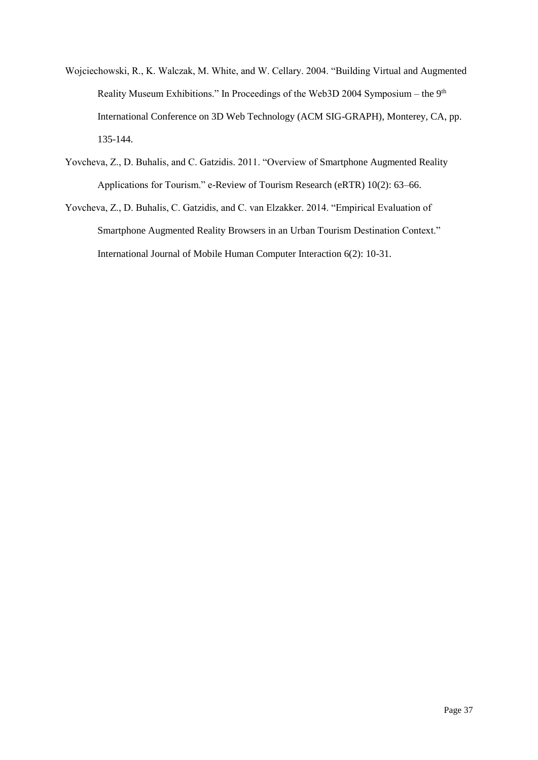Wojciechowski, R., K. Walczak, M. White, and W. Cellary. 2004. "Building Virtual and Augmented Reality Museum Exhibitions." In Proceedings of the Web3D 2004 Symposium – the 9th International Conference on 3D Web Technology (ACM SIG-GRAPH), Monterey, CA, pp. 135-144.

Yovcheva, Z., D. Buhalis, and C. Gatzidis. 2011. "Overview of Smartphone Augmented Reality Applications for Tourism." e-Review of Tourism Research (eRTR) 10(2): 63–66.

Yovcheva, Z., D. Buhalis, C. Gatzidis, and C. van Elzakker. 2014. "Empirical Evaluation of Smartphone Augmented Reality Browsers in an Urban Tourism Destination Context." International Journal of Mobile Human Computer Interaction 6(2): 10-31.